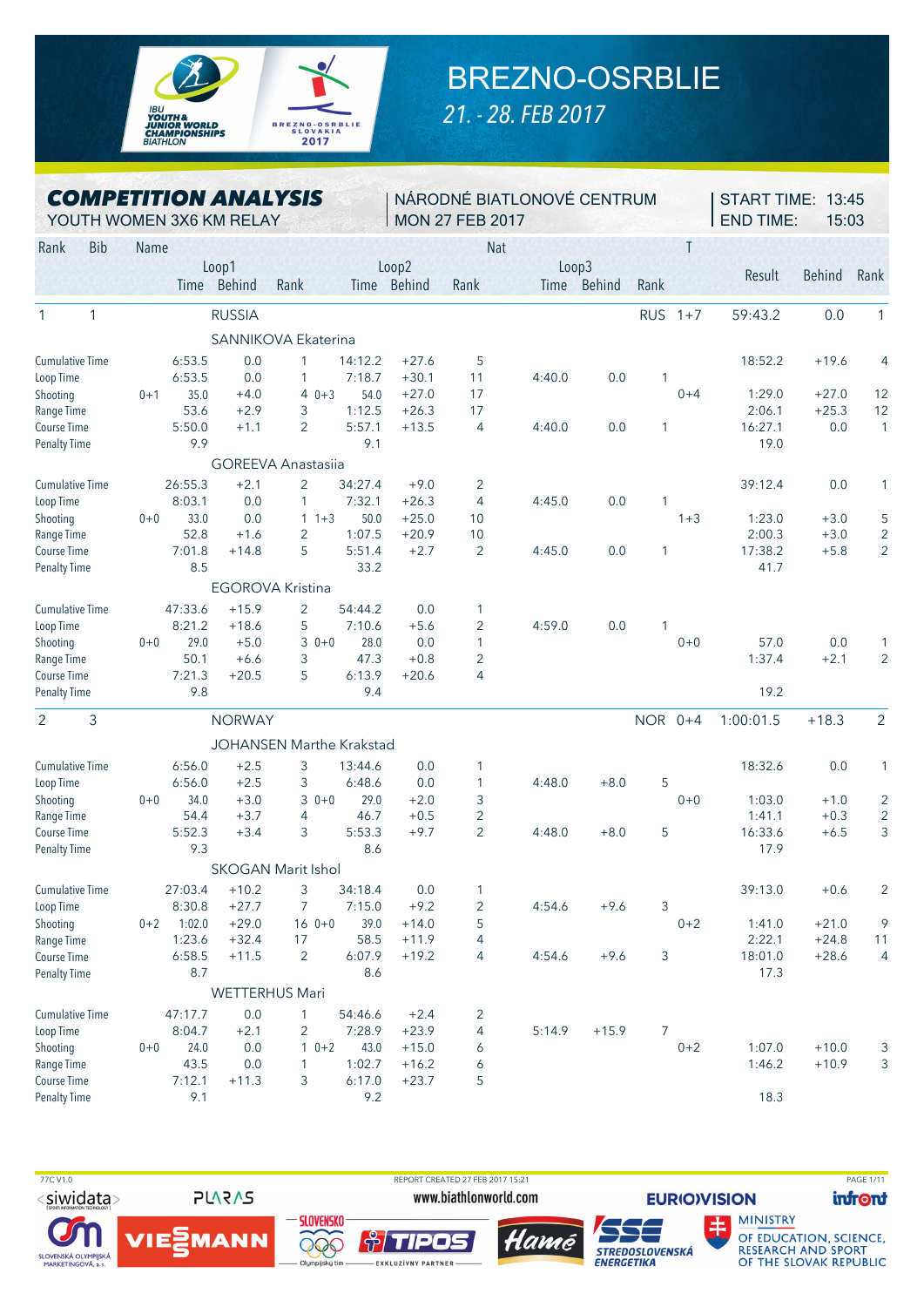# BREZNO-OSRBLIE

*21. - 28. FEB 2017*

## COMPETITION ANALYSIS

YOUTH WOMEN 3X6 KM RELAY

NÁRODNÉ BIATLONOVÉ CENTRUM
MON 27 FEB 2017

START TIME: 13:45
END TIME: 15:03

| Rank | Bib | Name | | Loop1 Time | Loop1 Behind | Loop1 Rank | | Loop2 Time | Loop2 Behind | Loop2 Rank | Loop3 Time | Loop3 Behind | Loop3 Rank | Nat | T | Result | Behind | Rank |
|---|---|---|---|---|---|---|---|---|---|---|---|---|---|---|---|---|---|---|
| 1 | 1 | RUSSIA | | | | | | | | | | | | RUS | 1+7 | 59:43.2 | 0.0 | 1 |
| | | **SANNIKOVA Ekaterina** | | | | | | | | | | | | | | | | |
| | | Cumulative Time | | 6:53.5 | 0.0 | 1 | | 14:12.2 | +27.6 | 5 | | | | | | 18:52.2 | +19.6 | 4 |
| | | Loop Time | | 6:53.5 | 0.0 | 1 | | 7:18.7 | +30.1 | 11 | 4:40.0 | 0.0 | 1 | | | | | |
| | | Shooting | 0+1 | 35.0 | +4.0 | 4 | 0+3 | 54.0 | +27.0 | 17 | | | | | 0+4 | 1:29.0 | +27.0 | 12 |
| | | Range Time | | 53.6 | +2.9 | 3 | | 1:12.5 | +26.3 | 17 | | | | | | 2:06.1 | +25.3 | 12 |
| | | Course Time | | 5:50.0 | +1.1 | 2 | | 5:57.1 | +13.5 | 4 | 4:40.0 | 0.0 | 1 | | | 16:27.1 | 0.0 | 1 |
| | | Penalty Time | | 9.9 | | | | 9.1 | | | | | | | | 19.0 | | |
| | | **GOREEVA Anastasiia** | | | | | | | | | | | | | | | | |
| | | Cumulative Time | | 26:55.3 | +2.1 | 2 | | 34:27.4 | +9.0 | 2 | | | | | | 39:12.4 | 0.0 | 1 |
| | | Loop Time | | 8:03.1 | 0.0 | 1 | | 7:32.1 | +26.3 | 4 | 4:45.0 | 0.0 | 1 | | | | | |
| | | Shooting | 0+0 | 33.0 | 0.0 | 1 | 1+3 | 50.0 | +25.0 | 10 | | | | | 1+3 | 1:23.0 | +3.0 | 5 |
| | | Range Time | | 52.8 | +1.6 | 2 | | 1:07.5 | +20.9 | 10 | | | | | | 2:00.3 | +3.0 | 2 |
| | | Course Time | | 7:01.8 | +14.8 | 5 | | 5:51.4 | +2.7 | 2 | 4:45.0 | 0.0 | 1 | | | 17:38.2 | +5.8 | 2 |
| | | Penalty Time | | 8.5 | | | | 33.2 | | | | | | | | 41.7 | | |
| | | **EGOROVA Kristina** | | | | | | | | | | | | | | | | |
| | | Cumulative Time | | 47:33.6 | +15.9 | 2 | | 54:44.2 | 0.0 | 1 | | | | | | | | |
| | | Loop Time | | 8:21.2 | +18.6 | 5 | | 7:10.6 | +5.6 | 2 | 4:59.0 | 0.0 | 1 | | | | | |
| | | Shooting | 0+0 | 29.0 | +5.0 | 3 | 0+0 | 28.0 | 0.0 | 1 | | | | | 0+0 | 57.0 | 0.0 | 1 |
| | | Range Time | | 50.1 | +6.6 | 3 | | 47.3 | +0.8 | 2 | | | | | | 1:37.4 | +2.1 | 2 |
| | | Course Time | | 7:21.3 | +20.5 | 5 | | 6:13.9 | +20.6 | 4 | | | | | | | | |
| | | Penalty Time | | 9.8 | | | | 9.4 | | | | | | | | 19.2 | | |
| 2 | 3 | NORWAY | | | | | | | | | | | | NOR | 0+4 | 1:00:01.5 | +18.3 | 2 |
| | | **JOHANSEN Marthe Krakstad** | | | | | | | | | | | | | | | | |
| | | Cumulative Time | | 6:56.0 | +2.5 | 3 | | 13:44.6 | 0.0 | 1 | | | | | | 18:32.6 | 0.0 | 1 |
| | | Loop Time | | 6:56.0 | +2.5 | 3 | | 6:48.6 | 0.0 | 1 | 4:48.0 | +8.0 | 5 | | | | | |
| | | Shooting | 0+0 | 34.0 | +3.0 | 3 | 0+0 | 29.0 | +2.0 | 3 | | | | | 0+0 | 1:03.0 | +1.0 | 2 |
| | | Range Time | | 54.4 | +3.7 | 4 | | 46.7 | +0.5 | 2 | | | | | | 1:41.1 | +0.3 | 2 |
| | | Course Time | | 5:52.3 | +3.4 | 3 | | 5:53.3 | +9.7 | 2 | 4:48.0 | +8.0 | 5 | | | 16:33.6 | +6.5 | 3 |
| | | Penalty Time | | 9.3 | | | | 8.6 | | | | | | | | 17.9 | | |
| | | **SKOGAN Marit Ishol** | | | | | | | | | | | | | | | | |
| | | Cumulative Time | | 27:03.4 | +10.2 | 3 | | 34:18.4 | 0.0 | 1 | | | | | | 39:13.0 | +0.6 | 2 |
| | | Loop Time | | 8:30.8 | +27.7 | 7 | | 7:15.0 | +9.2 | 2 | 4:54.6 | +9.6 | 3 | | | | | |
| | | Shooting | 0+2 | 1:02.0 | +29.0 | 16 | 0+0 | 39.0 | +14.0 | 5 | | | | | 0+2 | 1:41.0 | +21.0 | 9 |
| | | Range Time | | 1:23.6 | +32.4 | 17 | | 58.5 | +11.9 | 4 | | | | | | 2:22.1 | +24.8 | 11 |
| | | Course Time | | 6:58.5 | +11.5 | 2 | | 6:07.9 | +19.2 | 4 | 4:54.6 | +9.6 | 3 | | | 18:01.0 | +28.6 | 4 |
| | | Penalty Time | | 8.7 | | | | 8.6 | | | | | | | | 17.3 | | |
| | | **WETTERHUS Mari** | | | | | | | | | | | | | | | | |
| | | Cumulative Time | | 47:17.7 | 0.0 | 1 | | 54:46.6 | +2.4 | 2 | | | | | | | | |
| | | Loop Time | | 8:04.7 | +2.1 | 2 | | 7:28.9 | +23.9 | 4 | 5:14.9 | +15.9 | 7 | | | | | |
| | | Shooting | 0+0 | 24.0 | 0.0 | 1 | 0+2 | 43.0 | +15.0 | 6 | | | | | 0+2 | 1:07.0 | +10.0 | 3 |
| | | Range Time | | 43.5 | 0.0 | 1 | | 1:02.7 | +16.2 | 6 | | | | | | 1:46.2 | +10.9 | 3 |
| | | Course Time | | 7:12.1 | +11.3 | 3 | | 6:17.0 | +23.7 | 5 | | | | | | | | |
| | | Penalty Time | | 9.1 | | | | 9.2 | | | | | | | | 18.3 | | |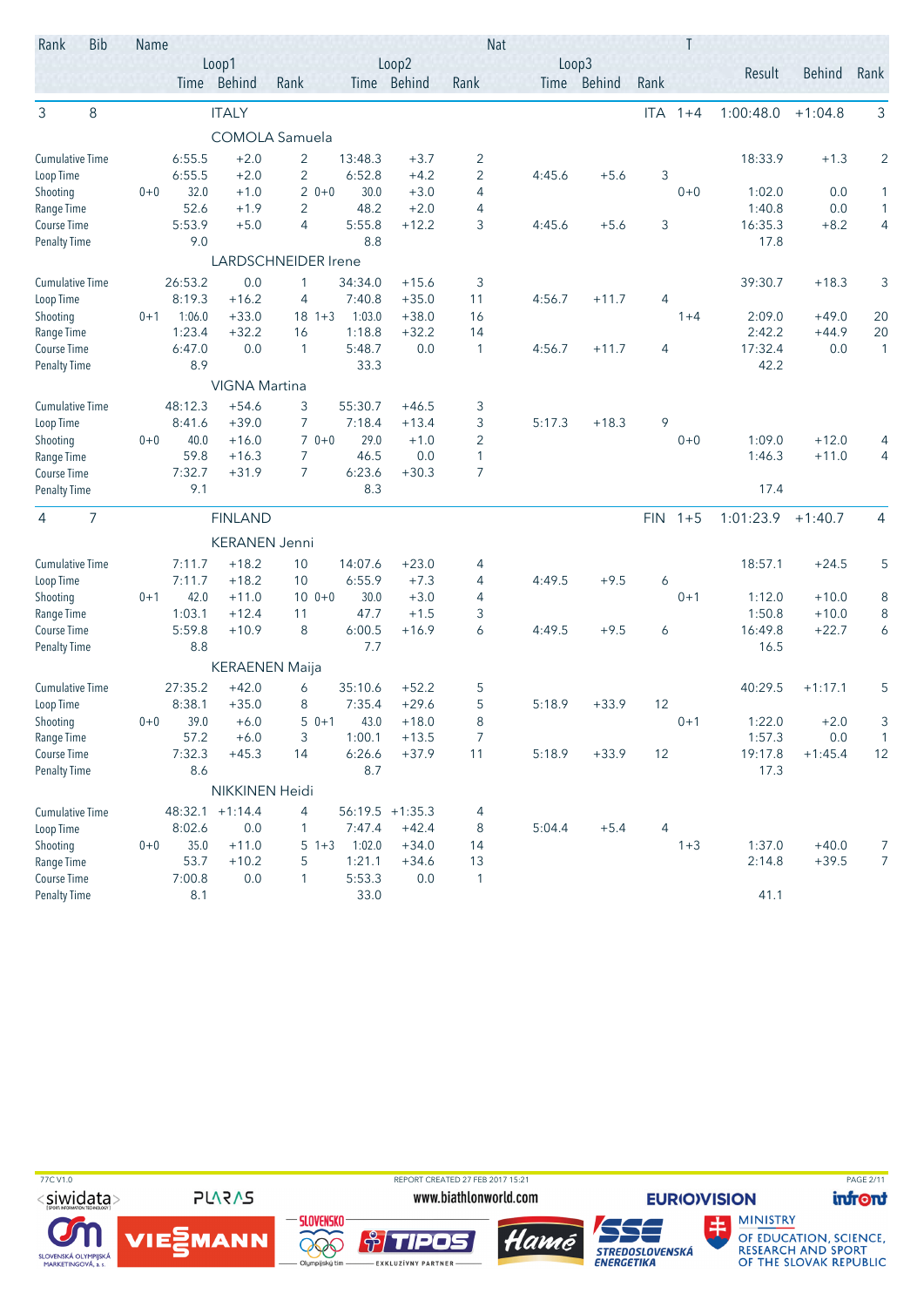| Rank | Bib | Name | | | | | | | Nat | | | | T | | | |
|---|---|---|---|---|---|---|---|---|---|---|---|---|---|---|---|---|
| | | Loop1 | | | Loop2 | | | Loop3 | | | | | | Result | Behind | Rank |
| | | | Time | Behind | Rank | Time | Behind | Rank | Time | Behind | Rank | | | | | |
| 3 | 8 | ITALY | | | | | | | | | | ITA | 1+4 | 1:00:48.0 | +1:04.8 | 3 |
| | | COMOLA Samuela | | | | | | | | | | | | | | |
| Cumulative Time | | | 6:55.5 | +2.0 | 2 | 13:48.3 | +3.7 | 2 | | | | | | 18:33.9 | +1.3 | 2 |
| Loop Time | | | 6:55.5 | +2.0 | 2 | 6:52.8 | +4.2 | 2 | 4:45.6 | +5.6 | 3 | | | | | |
| Shooting | | 0+0 | 32.0 | +1.0 | 2 0+0 | 30.0 | +3.0 | 4 | | | | | 0+0 | 1:02.0 | 0.0 | 1 |
| Range Time | | | 52.6 | +1.9 | 2 | 48.2 | +2.0 | 4 | | | | | | 1:40.8 | 0.0 | 1 |
| Course Time | | | 5:53.9 | +5.0 | 4 | 5:55.8 | +12.2 | 3 | 4:45.6 | +5.6 | 3 | | | 16:35.3 | +8.2 | 4 |
| Penalty Time | | | 9.0 | | | 8.8 | | | | | | | | 17.8 | | |
| | | LARDSCHNEIDER Irene | | | | | | | | | | | | | | |
| Cumulative Time | | | 26:53.2 | 0.0 | 1 | 34:34.0 | +15.6 | 3 | | | | | | 39:30.7 | +18.3 | 3 |
| Loop Time | | | 8:19.3 | +16.2 | 4 | 7:40.8 | +35.0 | 11 | 4:56.7 | +11.7 | 4 | | | | | |
| Shooting | | 0+1 | 1:06.0 | +33.0 | 18 1+3 | 1:03.0 | +38.0 | 16 | | | | | 1+4 | 2:09.0 | +49.0 | 20 |
| Range Time | | | 1:23.4 | +32.2 | 16 | 1:18.8 | +32.2 | 14 | | | | | | 2:42.2 | +44.9 | 20 |
| Course Time | | | 6:47.0 | 0.0 | 1 | 5:48.7 | 0.0 | 1 | 4:56.7 | +11.7 | 4 | | | 17:32.4 | 0.0 | 1 |
| Penalty Time | | | 8.9 | | | 33.3 | | | | | | | | 42.2 | | |
| | | VIGNA Martina | | | | | | | | | | | | | | |
| Cumulative Time | | | 48:12.3 | +54.6 | 3 | 55:30.7 | +46.5 | 3 | | | | | | | | |
| Loop Time | | | 8:41.6 | +39.0 | 7 | 7:18.4 | +13.4 | 3 | 5:17.3 | +18.3 | 9 | | | | | |
| Shooting | | 0+0 | 40.0 | +16.0 | 7 0+0 | 29.0 | +1.0 | 2 | | | | | 0+0 | 1:09.0 | +12.0 | 4 |
| Range Time | | | 59.8 | +16.3 | 7 | 46.5 | 0.0 | 1 | | | | | | 1:46.3 | +11.0 | 4 |
| Course Time | | | 7:32.7 | +31.9 | 7 | 6:23.6 | +30.3 | 7 | | | | | | | | |
| Penalty Time | | | 9.1 | | | 8.3 | | | | | | | | 17.4 | | |
| 4 | 7 | FINLAND | | | | | | | | | | FIN | 1+5 | 1:01:23.9 | +1:40.7 | 4 |
| | | KERANEN Jenni | | | | | | | | | | | | | | |
| Cumulative Time | | | 7:11.7 | +18.2 | 10 | 14:07.6 | +23.0 | 4 | | | | | | 18:57.1 | +24.5 | 5 |
| Loop Time | | | 7:11.7 | +18.2 | 10 | 6:55.9 | +7.3 | 4 | 4:49.5 | +9.5 | 6 | | | | | |
| Shooting | | 0+1 | 42.0 | +11.0 | 10 0+0 | 30.0 | +3.0 | 4 | | | | | 0+1 | 1:12.0 | +10.0 | 8 |
| Range Time | | | 1:03.1 | +12.4 | 11 | 47.7 | +1.5 | 3 | | | | | | 1:50.8 | +10.0 | 8 |
| Course Time | | | 5:59.8 | +10.9 | 8 | 6:00.5 | +16.9 | 6 | 4:49.5 | +9.5 | 6 | | | 16:49.8 | +22.7 | 6 |
| Penalty Time | | | 8.8 | | | 7.7 | | | | | | | | 16.5 | | |
| | | KERAENEN Maija | | | | | | | | | | | | | | |
| Cumulative Time | | | 27:35.2 | +42.0 | 6 | 35:10.6 | +52.2 | 5 | | | | | | 40:29.5 | +1:17.1 | 5 |
| Loop Time | | | 8:38.1 | +35.0 | 8 | 7:35.4 | +29.6 | 5 | 5:18.9 | +33.9 | 12 | | | | | |
| Shooting | | 0+0 | 39.0 | +6.0 | 5 0+1 | 43.0 | +18.0 | 8 | | | | | 0+1 | 1:22.0 | +2.0 | 3 |
| Range Time | | | 57.2 | +6.0 | 3 | 1:00.1 | +13.5 | 7 | | | | | | 1:57.3 | 0.0 | 1 |
| Course Time | | | 7:32.3 | +45.3 | 14 | 6:26.6 | +37.9 | 11 | 5:18.9 | +33.9 | 12 | | | 19:17.8 | +1:45.4 | 12 |
| Penalty Time | | | 8.6 | | | 8.7 | | | | | | | | 17.3 | | |
| | | NIKKINEN Heidi | | | | | | | | | | | | | | |
| Cumulative Time | | | 48:32.1 | +1:14.4 | 4 | 56:19.5 | +1:35.3 | 4 | | | | | | | | |
| Loop Time | | | 8:02.6 | 0.0 | 1 | 7:47.4 | +42.4 | 8 | 5:04.4 | +5.4 | 4 | | | | | |
| Shooting | | 0+0 | 35.0 | +11.0 | 5 1+3 | 1:02.0 | +34.0 | 14 | | | | | 1+3 | 1:37.0 | +40.0 | 7 |
| Range Time | | | 53.7 | +10.2 | 5 | 1:21.1 | +34.6 | 13 | | | | | | 2:14.8 | +39.5 | 7 |
| Course Time | | | 7:00.8 | 0.0 | 1 | 5:53.3 | 0.0 | 1 | | | | | | | | |
| Penalty Time | | | 8.1 | | | 33.0 | | | | | | | | 41.1 | | |

77C V1.0 REPORT CREATED 27 FEB 2017 15:21 www.biathlonworld.com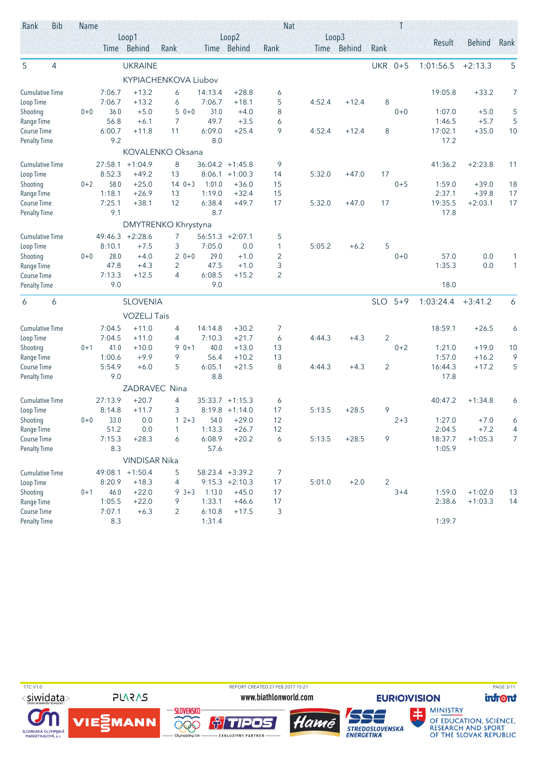| Rank | Bib | Name | | | | | | | | Nat | | | | T | | | |
|---|---|---|---|---|---|---|---|---|---|---|---|---|---|---|---|---|---|
| | | | Loop1 | | | Loop2 | | | Loop3 | | | | | | Result | Behind | Rank |
| | | | Time | Behind | Rank | | Time | Behind | Rank | Time | Behind | Rank | | | | | |
| 5 | 4 | UKRAINE | | | | | | | | | | | UKR | 0+5 | 1:01:56.5 | +2:13.3 | 5 |
| | | KYPIACHENKOVA Liubov | | | | | | | | | | | | | | | |
| Cumulative Time | | | 7:06.7 | +13.2 | 6 | | 14:13.4 | +28.8 | 6 | | | | | | 19:05.8 | +33.2 | 7 |
| Loop Time | | | 7:06.7 | +13.2 | 6 | | 7:06.7 | +18.1 | 5 | 4:52.4 | +12.4 | 8 | | | | | |
| Shooting | | 0+0 | 36.0 | +5.0 | 5 | 0+0 | 31.0 | +4.0 | 8 | | | | | 0+0 | 1:07.0 | +5.0 | 5 |
| Range Time | | | 56.8 | +6.1 | 7 | | 49.7 | +3.5 | 6 | | | | | | 1:46.5 | +5.7 | 5 |
| Course Time | | | 6:00.7 | +11.8 | 11 | | 6:09.0 | +25.4 | 9 | 4:52.4 | +12.4 | 8 | | | 17:02.1 | +35.0 | 10 |
| Penalty Time | | | 9.2 | | | | 8.0 | | | | | | | | 17.2 | | |
| | | KOVALENKO Oksana | | | | | | | | | | | | | | | |
| Cumulative Time | | | 27:58.1 | +1:04.9 | 8 | | 36:04.2 | +1:45.8 | 9 | | | | | | 41:36.2 | +2:23.8 | 11 |
| Loop Time | | | 8:52.3 | +49.2 | 13 | | 8:06.1 | +1:00.3 | 14 | 5:32.0 | +47.0 | 17 | | | | | |
| Shooting | | 0+2 | 58.0 | +25.0 | 14 | 0+3 | 1:01.0 | +36.0 | 15 | | | | | 0+5 | 1:59.0 | +39.0 | 18 |
| Range Time | | | 1:18.1 | +26.9 | 13 | | 1:19.0 | +32.4 | 15 | | | | | | 2:37.1 | +39.8 | 17 |
| Course Time | | | 7:25.1 | +38.1 | 12 | | 6:38.4 | +49.7 | 17 | 5:32.0 | +47.0 | 17 | | | 19:35.5 | +2:03.1 | 17 |
| Penalty Time | | | 9.1 | | | | 8.7 | | | | | | | | 17.8 | | |
| | | DMYTRENKO Khrystyna | | | | | | | | | | | | | | | |
| Cumulative Time | | | 49:46.3 | +2:28.6 | 7 | | 56:51.3 | +2:07.1 | 5 | | | | | | | | |
| Loop Time | | | 8:10.1 | +7.5 | 3 | | 7:05.0 | 0.0 | 1 | 5:05.2 | +6.2 | 5 | | | | | |
| Shooting | | 0+0 | 28.0 | +4.0 | 2 | 0+0 | 29.0 | +1.0 | 2 | | | | | 0+0 | 57.0 | 0.0 | 1 |
| Range Time | | | 47.8 | +4.3 | 2 | | 47.5 | +1.0 | 3 | | | | | | 1:35.3 | 0.0 | 1 |
| Course Time | | | 7:13.3 | +12.5 | 4 | | 6:08.5 | +15.2 | 2 | | | | | | | | |
| Penalty Time | | | 9.0 | | | | 9.0 | | | | | | | | 18.0 | | |
| 6 | 6 | SLOVENIA | | | | | | | | | | | SLO | 5+9 | 1:03:24.4 | +3:41.2 | 6 |
| | | VOZELJ Tais | | | | | | | | | | | | | | | |
| Cumulative Time | | | 7:04.5 | +11.0 | 4 | | 14:14.8 | +30.2 | 7 | | | | | | 18:59.1 | +26.5 | 6 |
| Loop Time | | | 7:04.5 | +11.0 | 4 | | 7:10.3 | +21.7 | 6 | 4:44.3 | +4.3 | 2 | | | | | |
| Shooting | | 0+1 | 41.0 | +10.0 | 9 | 0+1 | 40.0 | +13.0 | 13 | | | | | 0+2 | 1:21.0 | +19.0 | 10 |
| Range Time | | | 1:00.6 | +9.9 | 9 | | 56.4 | +10.2 | 13 | | | | | | 1:57.0 | +16.2 | 9 |
| Course Time | | | 5:54.9 | +6.0 | 5 | | 6:05.1 | +21.5 | 8 | 4:44.3 | +4.3 | 2 | | | 16:44.3 | +17.2 | 5 |
| Penalty Time | | | 9.0 | | | | 8.8 | | | | | | | | 17.8 | | |
| | | ZADRAVEC Nina | | | | | | | | | | | | | | | |
| Cumulative Time | | | 27:13.9 | +20.7 | 4 | | 35:33.7 | +1:15.3 | 6 | | | | | | 40:47.2 | +1:34.8 | 6 |
| Loop Time | | | 8:14.8 | +11.7 | 3 | | 8:19.8 | +1:14.0 | 17 | 5:13.5 | +28.5 | 9 | | | | | |
| Shooting | | 0+0 | 33.0 | 0.0 | 1 | 2+3 | 54.0 | +29.0 | 12 | | | | | 2+3 | 1:27.0 | +7.0 | 6 |
| Range Time | | | 51.2 | 0.0 | 1 | | 1:13.3 | +26.7 | 12 | | | | | | 2:04.5 | +7.2 | 4 |
| Course Time | | | 7:15.3 | +28.3 | 6 | | 6:08.9 | +20.2 | 6 | 5:13.5 | +28.5 | 9 | | | 18:37.7 | +1:05.3 | 7 |
| Penalty Time | | | 8.3 | | | | 57.6 | | | | | | | | 1:05.9 | | |
| | | VINDISAR Nika | | | | | | | | | | | | | | | |
| Cumulative Time | | | 49:08.1 | +1:50.4 | 5 | | 58:23.4 | +3:39.2 | 7 | | | | | | | | |
| Loop Time | | | 8:20.9 | +18.3 | 4 | | 9:15.3 | +2:10.3 | 17 | 5:01.0 | +2.0 | 2 | | | | | |
| Shooting | | 0+1 | 46.0 | +22.0 | 9 | 3+3 | 1:13.0 | +45.0 | 17 | | | | | 3+4 | 1:59.0 | +1:02.0 | 13 |
| Range Time | | | 1:05.5 | +22.0 | 9 | | 1:33.1 | +46.6 | 17 | | | | | | 2:38.6 | +1:03.3 | 14 |
| Course Time | | | 7:07.1 | +6.3 | 2 | | 6:10.8 | +17.5 | 3 | | | | | | | | |
| Penalty Time | | | 8.3 | | | | 1:31.4 | | | | | | | | 1:39.7 | | |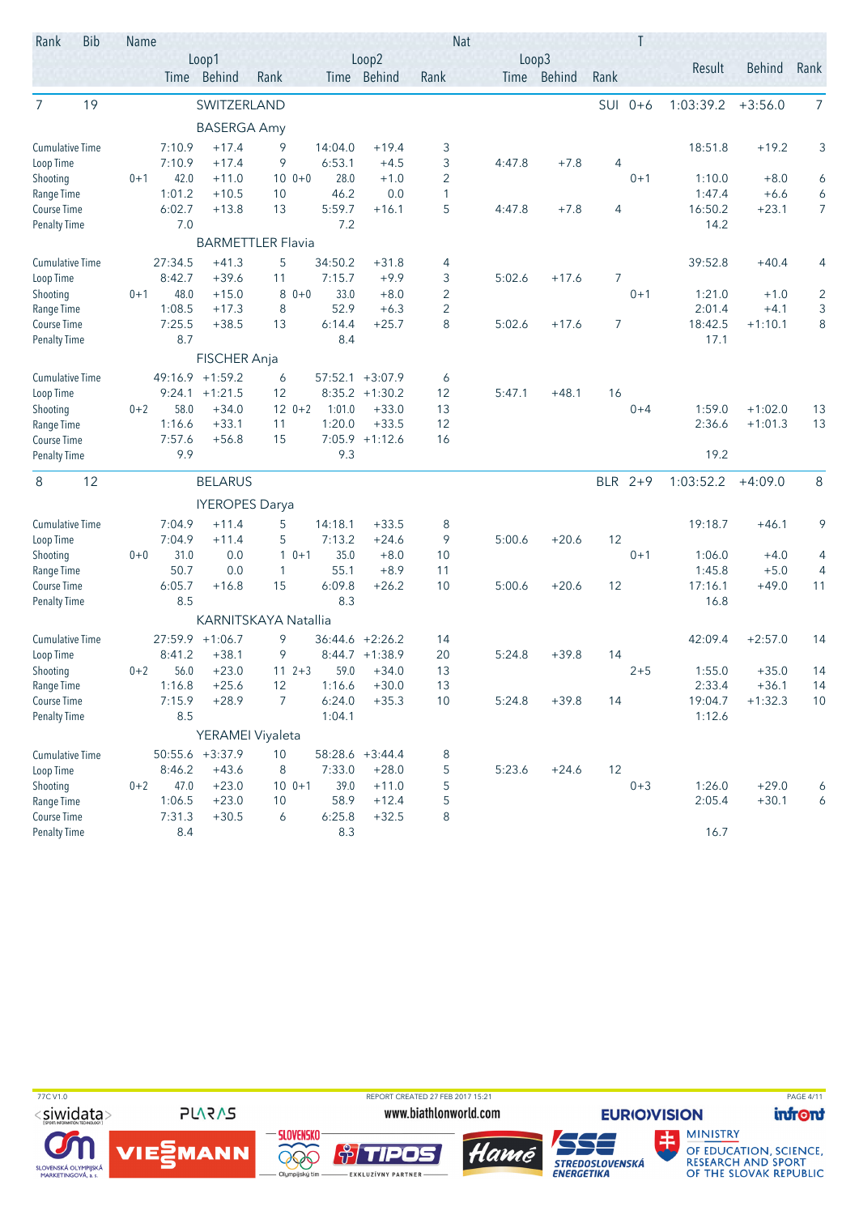| Rank | Bib | Name | | | Loop1 | | | | Loop2 | | | Nat | Loop3 | | | T | Result | Behind | Rank |
|---|---|---|---|---|---|---|---|---|---|---|---|---|---|---|---|---|---|---|---|
| | | | | Time | Behind | Rank | | Time | Behind | Rank | | Time | Behind | Rank | | | | | |
| 7 | 19 | SWITZERLAND | | | | | | | | | | | | | SUI | 0+6 | 1:03:39.2 | +3:56.0 | 7 |
| | | BASERGA Amy | | | | | | | | | | | | | | | | | |
| | | Cumulative Time | | 7:10.9 | +17.4 | 9 | | 14:04.0 | +19.4 | 3 | | | | | | | 18:51.8 | +19.2 | 3 |
| | | Loop Time | | 7:10.9 | +17.4 | 9 | | 6:53.1 | +4.5 | 3 | | 4:47.8 | +7.8 | 4 | | | | | |
| | | Shooting | 0+1 | 42.0 | +11.0 | 10 | 0+0 | 28.0 | +1.0 | 2 | | | | | | 0+1 | 1:10.0 | +8.0 | 6 |
| | | Range Time | | 1:01.2 | +10.5 | 10 | | 46.2 | 0.0 | 1 | | | | | | | 1:47.4 | +6.6 | 6 |
| | | Course Time | | 6:02.7 | +13.8 | 13 | | 5:59.7 | +16.1 | 5 | | 4:47.8 | +7.8 | 4 | | | 16:50.2 | +23.1 | 7 |
| | | Penalty Time | | 7.0 | | | | 7.2 | | | | | | | | | 14.2 | | |
| | | BARMETTLER Flavia | | | | | | | | | | | | | | | | | |
| | | Cumulative Time | | 27:34.5 | +41.3 | 5 | | 34:50.2 | +31.8 | 4 | | | | | | | 39:52.8 | +40.4 | 4 |
| | | Loop Time | | 8:42.7 | +39.6 | 11 | | 7:15.7 | +9.9 | 3 | | 5:02.6 | +17.6 | 7 | | | | | |
| | | Shooting | 0+1 | 48.0 | +15.0 | 8 | 0+0 | 33.0 | +8.0 | 2 | | | | | | 0+1 | 1:21.0 | +1.0 | 2 |
| | | Range Time | | 1:08.5 | +17.3 | 8 | | 52.9 | +6.3 | 2 | | | | | | | 2:01.4 | +4.1 | 3 |
| | | Course Time | | 7:25.5 | +38.5 | 13 | | 6:14.4 | +25.7 | 8 | | 5:02.6 | +17.6 | 7 | | | 18:42.5 | +1:10.1 | 8 |
| | | Penalty Time | | 8.7 | | | | 8.4 | | | | | | | | | 17.1 | | |
| | | FISCHER Anja | | | | | | | | | | | | | | | | | |
| | | Cumulative Time | | 49:16.9 | +1:59.2 | 6 | | 57:52.1 | +3:07.9 | 6 | | | | | | | | | |
| | | Loop Time | | 9:24.1 | +1:21.5 | 12 | | 8:35.2 | +1:30.2 | 12 | | 5:47.1 | +48.1 | 16 | | | | | |
| | | Shooting | 0+2 | 58.0 | +34.0 | 12 | 0+2 | 1:01.0 | +33.0 | 13 | | | | | | 0+4 | 1:59.0 | +1:02.0 | 13 |
| | | Range Time | | 1:16.6 | +33.1 | 11 | | 1:20.0 | +33.5 | 12 | | | | | | | 2:36.6 | +1:01.3 | 13 |
| | | Course Time | | 7:57.6 | +56.8 | 15 | | 7:05.9 | +1:12.6 | 16 | | | | | | | | | |
| | | Penalty Time | | 9.9 | | | | 9.3 | | | | | | | | | 19.2 | | |
| 8 | 12 | BELARUS | | | | | | | | | | | | | BLR | 2+9 | 1:03:52.2 | +4:09.0 | 8 |
| | | IYEROPES Darya | | | | | | | | | | | | | | | | | |
| | | Cumulative Time | | 7:04.9 | +11.4 | 5 | | 14:18.1 | +33.5 | 8 | | | | | | | 19:18.7 | +46.1 | 9 |
| | | Loop Time | | 7:04.9 | +11.4 | 5 | | 7:13.2 | +24.6 | 9 | | 5:00.6 | +20.6 | 12 | | | | | |
| | | Shooting | 0+0 | 31.0 | 0.0 | 1 | 0+1 | 35.0 | +8.0 | 10 | | | | | | 0+1 | 1:06.0 | +4.0 | 4 |
| | | Range Time | | 50.7 | 0.0 | 1 | | 55.1 | +8.9 | 11 | | | | | | | 1:45.8 | +5.0 | 4 |
| | | Course Time | | 6:05.7 | +16.8 | 15 | | 6:09.8 | +26.2 | 10 | | 5:00.6 | +20.6 | 12 | | | 17:16.1 | +49.0 | 11 |
| | | Penalty Time | | 8.5 | | | | 8.3 | | | | | | | | | 16.8 | | |
| | | KARNITSKAYA Natallia | | | | | | | | | | | | | | | | | |
| | | Cumulative Time | | 27:59.9 | +1:06.7 | 9 | | 36:44.6 | +2:26.2 | 14 | | | | | | | 42:09.4 | +2:57.0 | 14 |
| | | Loop Time | | 8:41.2 | +38.1 | 9 | | 8:44.7 | +1:38.9 | 20 | | 5:24.8 | +39.8 | 14 | | | | | |
| | | Shooting | 0+2 | 56.0 | +23.0 | 11 | 2+3 | 59.0 | +34.0 | 13 | | | | | | 2+5 | 1:55.0 | +35.0 | 14 |
| | | Range Time | | 1:16.8 | +25.6 | 12 | | 1:16.6 | +30.0 | 13 | | | | | | | 2:33.4 | +36.1 | 14 |
| | | Course Time | | 7:15.9 | +28.9 | 7 | | 6:24.0 | +35.3 | 10 | | 5:24.8 | +39.8 | 14 | | | 19:04.7 | +1:32.3 | 10 |
| | | Penalty Time | | 8.5 | | | | 1:04.1 | | | | | | | | | 1:12.6 | | |
| | | YERAMEI Viyaleta | | | | | | | | | | | | | | | | | |
| | | Cumulative Time | | 50:55.6 | +3:37.9 | 10 | | 58:28.6 | +3:44.4 | 8 | | | | | | | | | |
| | | Loop Time | | 8:46.2 | +43.6 | 8 | | 7:33.0 | +28.0 | 5 | | 5:23.6 | +24.6 | 12 | | | | | |
| | | Shooting | 0+2 | 47.0 | +23.0 | 10 | 0+1 | 39.0 | +11.0 | 5 | | | | | | 0+3 | 1:26.0 | +29.0 | 6 |
| | | Range Time | | 1:06.5 | +23.0 | 10 | | 58.9 | +12.4 | 5 | | | | | | | 2:05.4 | +30.1 | 6 |
| | | Course Time | | 7:31.3 | +30.5 | 6 | | 6:25.8 | +32.5 | 8 | | | | | | | | | |
| | | Penalty Time | | 8.4 | | | | 8.3 | | | | | | | | | 16.7 | | |

77C V1.0 REPORT CREATED 27 FEB 2017 15:21 www.biathlonworld.com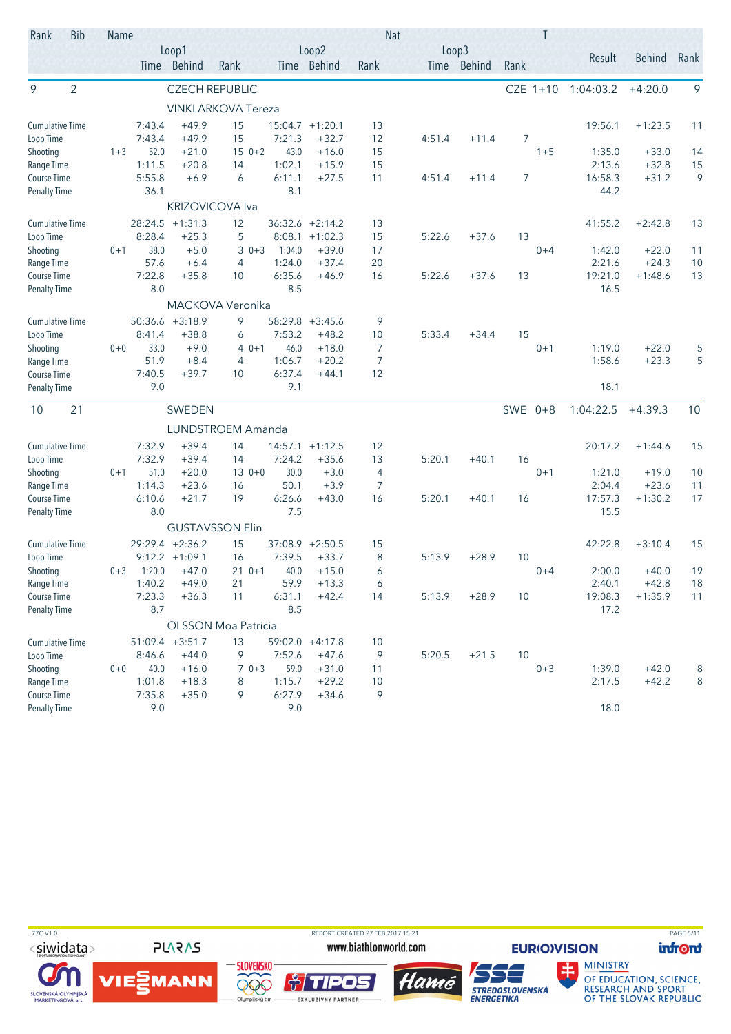| Rank | Bib | Name | Loop1 Time | Loop1 Behind | Loop1 Rank | Loop2 Time | Loop2 Behind | Loop2 Rank | Loop3 Time | Loop3 Behind | Loop3 Rank | Nat / T | Result | Behind | Rank |
|---|---|---|---|---|---|---|---|---|---|---|---|---|---|---|---|
| 9 | 2 | CZECH REPUBLIC | | | | | | | | | | CZE 1+10 | 1:04:03.2 | +4:20.0 | 9 |
| | | **VINKLARKOVA Tereza** | | | | | | | | | | | | | |
| | | Cumulative Time | 7:43.4 | +49.9 | 15 | 15:04.7 | +1:20.1 | 13 | | | | | 19:56.1 | +1:23.5 | 11 |
| | | Loop Time | 7:43.4 | +49.9 | 15 | 7:21.3 | +32.7 | 12 | 4:51.4 | +11.4 | 7 | | | | |
| | | Shooting | 1+3 52.0 | +21.0 | 15 | 0+2 43.0 | +16.0 | 15 | | | | 1+5 | 1:35.0 | +33.0 | 14 |
| | | Range Time | 1:11.5 | +20.8 | 14 | 1:02.1 | +15.9 | 15 | | | | | 2:13.6 | +32.8 | 15 |
| | | Course Time | 5:55.8 | +6.9 | 6 | 6:11.1 | +27.5 | 11 | 4:51.4 | +11.4 | 7 | | 16:58.3 | +31.2 | 9 |
| | | Penalty Time | 36.1 | | | 8.1 | | | | | | | 44.2 | | |
| | | **KRIZOVICOVA Iva** | | | | | | | | | | | | | |
| | | Cumulative Time | 28:24.5 | +1:31.3 | 12 | 36:32.6 | +2:14.2 | 13 | | | | | 41:55.2 | +2:42.8 | 13 |
| | | Loop Time | 8:28.4 | +25.3 | 5 | 8:08.1 | +1:02.3 | 15 | 5:22.6 | +37.6 | 13 | | | | |
| | | Shooting | 0+1 38.0 | +5.0 | 3 | 0+3 1:04.0 | +39.0 | 17 | | | | 0+4 | 1:42.0 | +22.0 | 11 |
| | | Range Time | 57.6 | +6.4 | 4 | 1:24.0 | +37.4 | 20 | | | | | 2:21.6 | +24.3 | 10 |
| | | Course Time | 7:22.8 | +35.8 | 10 | 6:35.6 | +46.9 | 16 | 5:22.6 | +37.6 | 13 | | 19:21.0 | +1:48.6 | 13 |
| | | Penalty Time | 8.0 | | | 8.5 | | | | | | | 16.5 | | |
| | | **MACKOVA Veronika** | | | | | | | | | | | | | |
| | | Cumulative Time | 50:36.6 | +3:18.9 | 9 | 58:29.8 | +3:45.6 | 9 | | | | | | | |
| | | Loop Time | 8:41.4 | +38.8 | 6 | 7:53.2 | +48.2 | 10 | 5:33.4 | +34.4 | 15 | | | | |
| | | Shooting | 0+0 33.0 | +9.0 | 4 | 0+1 46.0 | +18.0 | 7 | | | | 0+1 | 1:19.0 | +22.0 | 5 |
| | | Range Time | 51.9 | +8.4 | 4 | 1:06.7 | +20.2 | 7 | | | | | 1:58.6 | +23.3 | 5 |
| | | Course Time | 7:40.5 | +39.7 | 10 | 6:37.4 | +44.1 | 12 | | | | | | | |
| | | Penalty Time | 9.0 | | | 9.1 | | | | | | | 18.1 | | |
| 10 | 21 | SWEDEN | | | | | | | | | | SWE 0+8 | 1:04:22.5 | +4:39.3 | 10 |
| | | **LUNDSTROEM Amanda** | | | | | | | | | | | | | |
| | | Cumulative Time | 7:32.9 | +39.4 | 14 | 14:57.1 | +1:12.5 | 12 | | | | | 20:17.2 | +1:44.6 | 15 |
| | | Loop Time | 7:32.9 | +39.4 | 14 | 7:24.2 | +35.6 | 13 | 5:20.1 | +40.1 | 16 | | | | |
| | | Shooting | 0+1 51.0 | +20.0 | 13 | 0+0 30.0 | +3.0 | 4 | | | | 0+1 | 1:21.0 | +19.0 | 10 |
| | | Range Time | 1:14.3 | +23.6 | 16 | 50.1 | +3.9 | 7 | | | | | 2:04.4 | +23.6 | 11 |
| | | Course Time | 6:10.6 | +21.7 | 19 | 6:26.6 | +43.0 | 16 | 5:20.1 | +40.1 | 16 | | 17:57.3 | +1:30.2 | 17 |
| | | Penalty Time | 8.0 | | | 7.5 | | | | | | | 15.5 | | |
| | | **GUSTAVSSON Elin** | | | | | | | | | | | | | |
| | | Cumulative Time | 29:29.4 | +2:36.2 | 15 | 37:08.9 | +2:50.5 | 15 | | | | | 42:22.8 | +3:10.4 | 15 |
| | | Loop Time | 9:12.2 | +1:09.1 | 16 | 7:39.5 | +33.7 | 8 | 5:13.9 | +28.9 | 10 | | | | |
| | | Shooting | 0+3 1:20.0 | +47.0 | 21 | 0+1 40.0 | +15.0 | 6 | | | | 0+4 | 2:00.0 | +40.0 | 19 |
| | | Range Time | 1:40.2 | +49.0 | 21 | 59.9 | +13.3 | 6 | | | | | 2:40.1 | +42.8 | 18 |
| | | Course Time | 7:23.3 | +36.3 | 11 | 6:31.1 | +42.4 | 14 | 5:13.9 | +28.9 | 10 | | 19:08.3 | +1:35.9 | 11 |
| | | Penalty Time | 8.7 | | | 8.5 | | | | | | | 17.2 | | |
| | | **OLSSON Moa Patricia** | | | | | | | | | | | | | |
| | | Cumulative Time | 51:09.4 | +3:51.7 | 13 | 59:02.0 | +4:17.8 | 10 | | | | | | | |
| | | Loop Time | 8:46.6 | +44.0 | 9 | 7:52.6 | +47.6 | 9 | 5:20.5 | +21.5 | 10 | | | | |
| | | Shooting | 0+0 40.0 | +16.0 | 7 | 0+3 59.0 | +31.0 | 11 | | | | 0+3 | 1:39.0 | +42.0 | 8 |
| | | Range Time | 1:01.8 | +18.3 | 8 | 1:15.7 | +29.2 | 10 | | | | | 2:17.5 | +42.2 | 8 |
| | | Course Time | 7:35.8 | +35.0 | 9 | 6:27.9 | +34.6 | 9 | | | | | | | |
| | | Penalty Time | 9.0 | | | 9.0 | | | | | | | 18.0 | | |

77C V1.0 REPORT CREATED 27 FEB 2017 15:21 www.biathlonworld.com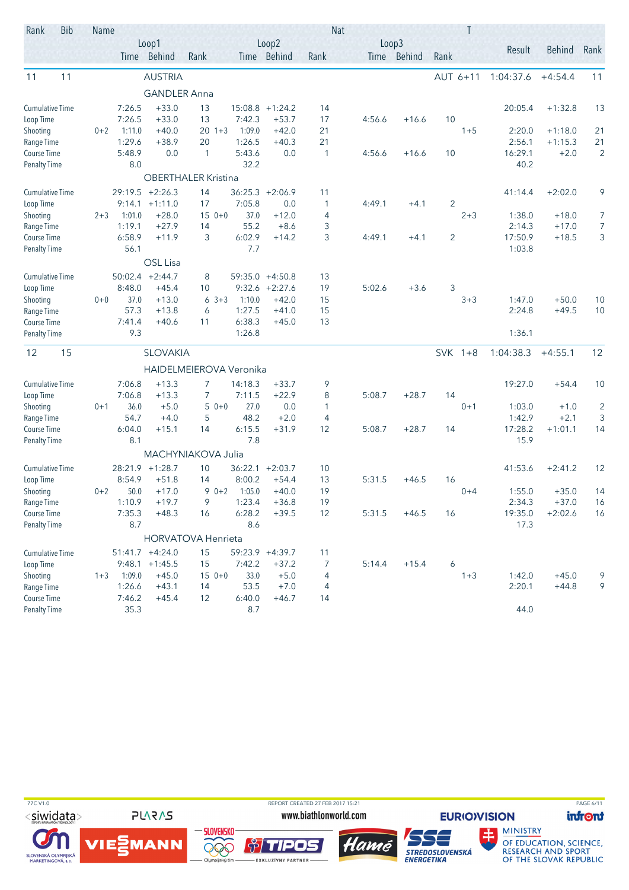| Rank | Bib | Name | | | | | | | Nat | | | | T | Result | Behind | Rank |
|---|---|---|---|---|---|---|---|---|---|---|---|---|---|---|---|---|
| | | | Loop1 | | | Loop2 | | | | Loop3 | | | | | | |
| | | | Time | Behind | Rank | Time | Behind | Rank | | Time | Behind | Rank | | | | |
| 11 | 11 | AUSTRIA | | | | | | | | | | | AUT 6+11 | 1:04:37.6 | +4:54.4 | 11 |
| | | GANDLER Anna | | | | | | | | | | | | | | |
| Cumulative Time | | | 7:26.5 | +33.0 | 13 | 15:08.8 | +1:24.2 | 14 | | | | | | 20:05.4 | +1:32.8 | 13 |
| Loop Time | | | 7:26.5 | +33.0 | 13 | 7:42.3 | +53.7 | 17 | | 4:56.6 | +16.6 | 10 | | | | |
| Shooting | 0+2 | | 1:11.0 | +40.0 | 20 1+3 | 1:09.0 | +42.0 | 21 | | | | | 1+5 | 2:20.0 | +1:18.0 | 21 |
| Range Time | | | 1:29.6 | +38.9 | 20 | 1:26.5 | +40.3 | 21 | | | | | | 2:56.1 | +1:15.3 | 21 |
| Course Time | | | 5:48.9 | 0.0 | 1 | 5:43.6 | 0.0 | 1 | | 4:56.6 | +16.6 | 10 | | 16:29.1 | +2.0 | 2 |
| Penalty Time | | | 8.0 | | | 32.2 | | | | | | | | 40.2 | | |
| | | OBERTHALER Kristina | | | | | | | | | | | | | | |
| Cumulative Time | | | 29:19.5 | +2:26.3 | 14 | 36:25.3 | +2:06.9 | 11 | | | | | | 41:14.4 | +2:02.0 | 9 |
| Loop Time | | | 9:14.1 | +1:11.0 | 17 | 7:05.8 | 0.0 | 1 | | 4:49.1 | +4.1 | 2 | | | | |
| Shooting | 2+3 | | 1:01.0 | +28.0 | 15 0+0 | 37.0 | +12.0 | 4 | | | | | 2+3 | 1:38.0 | +18.0 | 7 |
| Range Time | | | 1:19.1 | +27.9 | 14 | 55.2 | +8.6 | 3 | | | | | | 2:14.3 | +17.0 | 7 |
| Course Time | | | 6:58.9 | +11.9 | 3 | 6:02.9 | +14.2 | 3 | | 4:49.1 | +4.1 | 2 | | 17:50.9 | +18.5 | 3 |
| Penalty Time | | | 56.1 | | | 7.7 | | | | | | | | 1:03.8 | | |
| | | OSL Lisa | | | | | | | | | | | | | | |
| Cumulative Time | | | 50:02.4 | +2:44.7 | 8 | 59:35.0 | +4:50.8 | 13 | | | | | | | | |
| Loop Time | | | 8:48.0 | +45.4 | 10 | 9:32.6 | +2:27.6 | 19 | | 5:02.6 | +3.6 | 3 | | | | |
| Shooting | 0+0 | | 37.0 | +13.0 | 6 3+3 | 1:10.0 | +42.0 | 15 | | | | | 3+3 | 1:47.0 | +50.0 | 10 |
| Range Time | | | 57.3 | +13.8 | 6 | 1:27.5 | +41.0 | 15 | | | | | | 2:24.8 | +49.5 | 10 |
| Course Time | | | 7:41.4 | +40.6 | 11 | 6:38.3 | +45.0 | 13 | | | | | | | | |
| Penalty Time | | | 9.3 | | | 1:26.8 | | | | | | | | 1:36.1 | | |
| 12 | 15 | SLOVAKIA | | | | | | | | | | | SVK 1+8 | 1:04:38.3 | +4:55.1 | 12 |
| | | HAIDELMEIEROVA Veronika | | | | | | | | | | | | | | |
| Cumulative Time | | | 7:06.8 | +13.3 | 7 | 14:18.3 | +33.7 | 9 | | | | | | 19:27.0 | +54.4 | 10 |
| Loop Time | | | 7:06.8 | +13.3 | 7 | 7:11.5 | +22.9 | 8 | | 5:08.7 | +28.7 | 14 | | | | |
| Shooting | 0+1 | | 36.0 | +5.0 | 5 0+0 | 27.0 | 0.0 | 1 | | | | | 0+1 | 1:03.0 | +1.0 | 2 |
| Range Time | | | 54.7 | +4.0 | 5 | 48.2 | +2.0 | 4 | | | | | | 1:42.9 | +2.1 | 3 |
| Course Time | | | 6:04.0 | +15.1 | 14 | 6:15.5 | +31.9 | 12 | | 5:08.7 | +28.7 | 14 | | 17:28.2 | +1:01.1 | 14 |
| Penalty Time | | | 8.1 | | | 7.8 | | | | | | | | 15.9 | | |
| | | MACHYNIAKOVA Julia | | | | | | | | | | | | | | |
| Cumulative Time | | | 28:21.9 | +1:28.7 | 10 | 36:22.1 | +2:03.7 | 10 | | | | | | 41:53.6 | +2:41.2 | 12 |
| Loop Time | | | 8:54.9 | +51.8 | 14 | 8:00.2 | +54.4 | 13 | | 5:31.5 | +46.5 | 16 | | | | |
| Shooting | 0+2 | | 50.0 | +17.0 | 9 0+2 | 1:05.0 | +40.0 | 19 | | | | | 0+4 | 1:55.0 | +35.0 | 14 |
| Range Time | | | 1:10.9 | +19.7 | 9 | 1:23.4 | +36.8 | 19 | | | | | | 2:34.3 | +37.0 | 16 |
| Course Time | | | 7:35.3 | +48.3 | 16 | 6:28.2 | +39.5 | 12 | | 5:31.5 | +46.5 | 16 | | 19:35.0 | +2:02.6 | 16 |
| Penalty Time | | | 8.7 | | | 8.6 | | | | | | | | 17.3 | | |
| | | HORVATOVA Henrieta | | | | | | | | | | | | | | |
| Cumulative Time | | | 51:41.7 | +4:24.0 | 15 | 59:23.9 | +4:39.7 | 11 | | | | | | | | |
| Loop Time | | | 9:48.1 | +1:45.5 | 15 | 7:42.2 | +37.2 | 7 | | 5:14.4 | +15.4 | 6 | | | | |
| Shooting | 1+3 | | 1:09.0 | +45.0 | 15 0+0 | 33.0 | +5.0 | 4 | | | | | 1+3 | 1:42.0 | +45.0 | 9 |
| Range Time | | | 1:26.6 | +43.1 | 14 | 53.5 | +7.0 | 4 | | | | | | 2:20.1 | +44.8 | 9 |
| Course Time | | | 7:46.2 | +45.4 | 12 | 6:40.0 | +46.7 | 14 | | | | | | | | |
| Penalty Time | | | 35.3 | | | 8.7 | | | | | | | | 44.0 | | |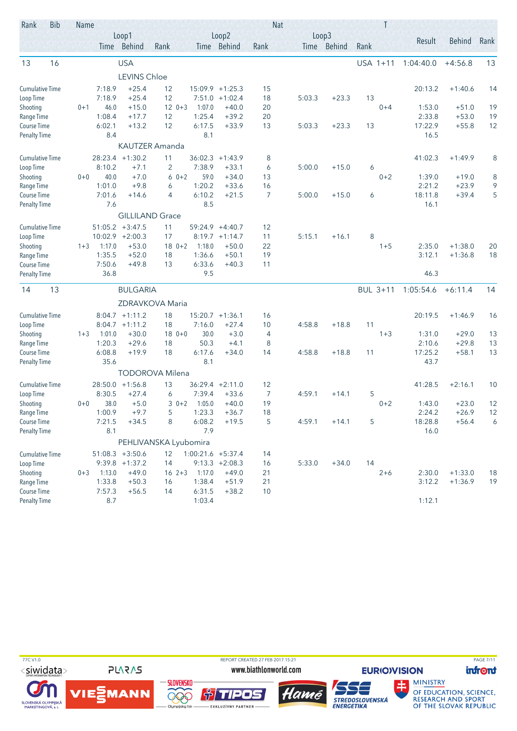| Rank | Bib | Name | | | | | | | Nat | | | | | T | Result | Behind | Rank |
|---|---|---|---|---|---|---|---|---|---|---|---|---|---|---|---|---|---|
| | | | Loop1 | | | | Loop2 | | | Loop3 | | | | | | | |
| | | | Time | Behind | Rank | | Time | Behind | Rank | Time | Behind | Rank | | | | | |
| 13 | 16 | | USA | | | | | | | | | | USA | 1+11 | 1:04:40.0 | +4:56.8 | 13 |
| | | | LEVINS Chloe | | | | | | | | | | | | | | |
| Cumulative Time | | | 7:18.9 | +25.4 | 12 | | 15:09.9 | +1:25.3 | 15 | | | | | | 20:13.2 | +1:40.6 | 14 |
| Loop Time | | | 7:18.9 | +25.4 | 12 | | 7:51.0 | +1:02.4 | 18 | 5:03.3 | +23.3 | 13 | | | | | |
| Shooting | | 0+1 | 46.0 | +15.0 | 12 | 0+3 | 1:07.0 | +40.0 | 20 | | | | | 0+4 | 1:53.0 | +51.0 | 19 |
| Range Time | | | 1:08.4 | +17.7 | 12 | | 1:25.4 | +39.2 | 20 | | | | | | 2:33.8 | +53.0 | 19 |
| Course Time | | | 6:02.1 | +13.2 | 12 | | 6:17.5 | +33.9 | 13 | 5:03.3 | +23.3 | 13 | | | 17:22.9 | +55.8 | 12 |
| Penalty Time | | | 8.4 | | | | 8.1 | | | | | | | | 16.5 | | |
| | | | KAUTZER Amanda | | | | | | | | | | | | | | |
| Cumulative Time | | | 28:23.4 | +1:30.2 | 11 | | 36:02.3 | +1:43.9 | 8 | | | | | | 41:02.3 | +1:49.9 | 8 |
| Loop Time | | | 8:10.2 | +7.1 | 2 | | 7:38.9 | +33.1 | 6 | 5:00.0 | +15.0 | 6 | | | | | |
| Shooting | | 0+0 | 40.0 | +7.0 | 6 | 0+2 | 59.0 | +34.0 | 13 | | | | | 0+2 | 1:39.0 | +19.0 | 8 |
| Range Time | | | 1:01.0 | +9.8 | 6 | | 1:20.2 | +33.6 | 16 | | | | | | 2:21.2 | +23.9 | 9 |
| Course Time | | | 7:01.6 | +14.6 | 4 | | 6:10.2 | +21.5 | 7 | 5:00.0 | +15.0 | 6 | | | 18:11.8 | +39.4 | 5 |
| Penalty Time | | | 7.6 | | | | 8.5 | | | | | | | | 16.1 | | |
| | | | GILLILAND Grace | | | | | | | | | | | | | | |
| Cumulative Time | | | 51:05.2 | +3:47.5 | 11 | | 59:24.9 | +4:40.7 | 12 | | | | | | | | |
| Loop Time | | | 10:02.9 | +2:00.3 | 17 | | 8:19.7 | +1:14.7 | 11 | 5:15.1 | +16.1 | 8 | | | | | |
| Shooting | | 1+3 | 1:17.0 | +53.0 | 18 | 0+2 | 1:18.0 | +50.0 | 22 | | | | | 1+5 | 2:35.0 | +1:38.0 | 20 |
| Range Time | | | 1:35.5 | +52.0 | 18 | | 1:36.6 | +50.1 | 19 | | | | | | 3:12.1 | +1:36.8 | 18 |
| Course Time | | | 7:50.6 | +49.8 | 13 | | 6:33.6 | +40.3 | 11 | | | | | | | | |
| Penalty Time | | | 36.8 | | | | 9.5 | | | | | | | | 46.3 | | |
| 14 | 13 | | BULGARIA | | | | | | | | | | BUL | 3+11 | 1:05:54.6 | +6:11.4 | 14 |
| | | | ZDRAVKOVA Maria | | | | | | | | | | | | | | |
| Cumulative Time | | | 8:04.7 | +1:11.2 | 18 | | 15:20.7 | +1:36.1 | 16 | | | | | | 20:19.5 | +1:46.9 | 16 |
| Loop Time | | | 8:04.7 | +1:11.2 | 18 | | 7:16.0 | +27.4 | 10 | 4:58.8 | +18.8 | 11 | | | | | |
| Shooting | | 1+3 | 1:01.0 | +30.0 | 18 | 0+0 | 30.0 | +3.0 | 4 | | | | | 1+3 | 1:31.0 | +29.0 | 13 |
| Range Time | | | 1:20.3 | +29.6 | 18 | | 50.3 | +4.1 | 8 | | | | | | 2:10.6 | +29.8 | 13 |
| Course Time | | | 6:08.8 | +19.9 | 18 | | 6:17.6 | +34.0 | 14 | 4:58.8 | +18.8 | 11 | | | 17:25.2 | +58.1 | 13 |
| Penalty Time | | | 35.6 | | | | 8.1 | | | | | | | | 43.7 | | |
| | | | TODOROVA Milena | | | | | | | | | | | | | | |
| Cumulative Time | | | 28:50.0 | +1:56.8 | 13 | | 36:29.4 | +2:11.0 | 12 | | | | | | 41:28.5 | +2:16.1 | 10 |
| Loop Time | | | 8:30.5 | +27.4 | 6 | | 7:39.4 | +33.6 | 7 | 4:59.1 | +14.1 | 5 | | | | | |
| Shooting | | 0+0 | 38.0 | +5.0 | 3 | 0+2 | 1:05.0 | +40.0 | 19 | | | | | 0+2 | 1:43.0 | +23.0 | 12 |
| Range Time | | | 1:00.9 | +9.7 | 5 | | 1:23.3 | +36.7 | 18 | | | | | | 2:24.2 | +26.9 | 12 |
| Course Time | | | 7:21.5 | +34.5 | 8 | | 6:08.2 | +19.5 | 5 | 4:59.1 | +14.1 | 5 | | | 18:28.8 | +56.4 | 6 |
| Penalty Time | | | 8.1 | | | | 7.9 | | | | | | | | 16.0 | | |
| | | | PEHLIVANSKA Lyubomira | | | | | | | | | | | | | | |
| Cumulative Time | | | 51:08.3 | +3:50.6 | 12 | | 1:00:21.6 | +5:37.4 | 14 | | | | | | | | |
| Loop Time | | | 9:39.8 | +1:37.2 | 14 | | 9:13.3 | +2:08.3 | 16 | 5:33.0 | +34.0 | 14 | | | | | |
| Shooting | | 0+3 | 1:13.0 | +49.0 | 16 | 2+3 | 1:17.0 | +49.0 | 21 | | | | | 2+6 | 2:30.0 | +1:33.0 | 18 |
| Range Time | | | 1:33.8 | +50.3 | 16 | | 1:38.4 | +51.9 | 21 | | | | | | 3:12.2 | +1:36.9 | 19 |
| Course Time | | | 7:57.3 | +56.5 | 14 | | 6:31.5 | +38.2 | 10 | | | | | | | | |
| Penalty Time | | | 8.7 | | | | 1:03.4 | | | | | | | | 1:12.1 | | |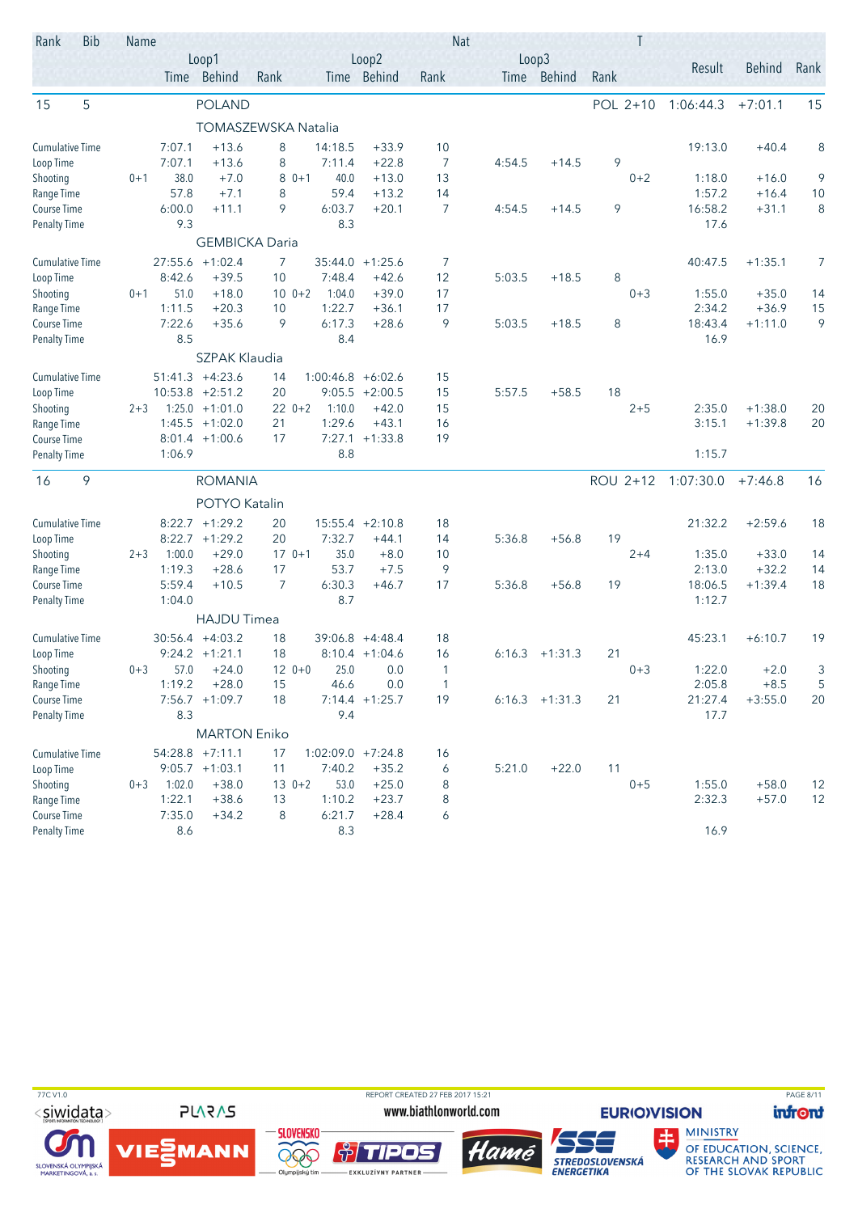| Rank | Bib | Name | | | | | | | Nat | | | | T | Result | Behind | Rank |
|---|---|---|---|---|---|---|---|---|---|---|---|---|---|---|---|---|
| | | | Loop1 | | | Loop2 | | | | Loop3 | | | | | | |
| | | | Time | Behind | Rank | Time | Behind | Rank | | Time | Behind | Rank | | | | |
| 15 | 5 | POLAND | | | | | | | | | | | POL 2+10 | 1:06:44.3 | +7:01.1 | 15 |
| | | TOMASZEWSKA Natalia | | | | | | | | | | | | | | |
| | | Cumulative Time | 7:07.1 | +13.6 | 8 | 14:18.5 | +33.9 | 10 | | | | | | 19:13.0 | +40.4 | 8 |
| | | Loop Time | 7:07.1 | +13.6 | 8 | 7:11.4 | +22.8 | 7 | | 4:54.5 | +14.5 | 9 | | | | |
| | | Shooting | 0+1 38.0 | +7.0 | 8 | 0+1 40.0 | +13.0 | 13 | | | | | 0+2 | 1:18.0 | +16.0 | 9 |
| | | Range Time | 57.8 | +7.1 | 8 | 59.4 | +13.2 | 14 | | | | | | 1:57.2 | +16.4 | 10 |
| | | Course Time | 6:00.0 | +11.1 | 9 | 6:03.7 | +20.1 | 7 | | 4:54.5 | +14.5 | 9 | | 16:58.2 | +31.1 | 8 |
| | | Penalty Time | 9.3 | | | 8.3 | | | | | | | | 17.6 | | |
| | | GEMBICKA Daria | | | | | | | | | | | | | | |
| | | Cumulative Time | 27:55.6 | +1:02.4 | 7 | 35:44.0 | +1:25.6 | 7 | | | | | | 40:47.5 | +1:35.1 | 7 |
| | | Loop Time | 8:42.6 | +39.5 | 10 | 7:48.4 | +42.6 | 12 | | 5:03.5 | +18.5 | 8 | | | | |
| | | Shooting | 0+1 51.0 | +18.0 | 10 | 0+2 1:04.0 | +39.0 | 17 | | | | | 0+3 | 1:55.0 | +35.0 | 14 |
| | | Range Time | 1:11.5 | +20.3 | 10 | 1:22.7 | +36.1 | 17 | | | | | | 2:34.2 | +36.9 | 15 |
| | | Course Time | 7:22.6 | +35.6 | 9 | 6:17.3 | +28.6 | 9 | | 5:03.5 | +18.5 | 8 | | 18:43.4 | +1:11.0 | 9 |
| | | Penalty Time | 8.5 | | | 8.4 | | | | | | | | 16.9 | | |
| | | SZPAK Klaudia | | | | | | | | | | | | | | |
| | | Cumulative Time | 51:41.3 | +4:23.6 | 14 | 1:00:46.8 | +6:02.6 | 15 | | | | | | | | |
| | | Loop Time | 10:53.8 | +2:51.2 | 20 | 9:05.5 | +2:00.5 | 15 | | 5:57.5 | +58.5 | 18 | | | | |
| | | Shooting | 2+3 1:25.0 | +1:01.0 | 22 | 0+2 1:10.0 | +42.0 | 15 | | | | | 2+5 | 2:35.0 | +1:38.0 | 20 |
| | | Range Time | 1:45.5 | +1:02.0 | 21 | 1:29.6 | +43.1 | 16 | | | | | | 3:15.1 | +1:39.8 | 20 |
| | | Course Time | 8:01.4 | +1:00.6 | 17 | 7:27.1 | +1:33.8 | 19 | | | | | | | | |
| | | Penalty Time | 1:06.9 | | | 8.8 | | | | | | | | 1:15.7 | | |
| 16 | 9 | ROMANIA | | | | | | | | | | | ROU 2+12 | 1:07:30.0 | +7:46.8 | 16 |
| | | POTYO Katalin | | | | | | | | | | | | | | |
| | | Cumulative Time | 8:22.7 | +1:29.2 | 20 | 15:55.4 | +2:10.8 | 18 | | | | | | 21:32.2 | +2:59.6 | 18 |
| | | Loop Time | 8:22.7 | +1:29.2 | 20 | 7:32.7 | +44.1 | 14 | | 5:36.8 | +56.8 | 19 | | | | |
| | | Shooting | 2+3 1:00.0 | +29.0 | 17 | 0+1 35.0 | +8.0 | 10 | | | | | 2+4 | 1:35.0 | +33.0 | 14 |
| | | Range Time | 1:19.3 | +28.6 | 17 | 53.7 | +7.5 | 9 | | | | | | 2:13.0 | +32.2 | 14 |
| | | Course Time | 5:59.4 | +10.5 | 7 | 6:30.3 | +46.7 | 17 | | 5:36.8 | +56.8 | 19 | | 18:06.5 | +1:39.4 | 18 |
| | | Penalty Time | 1:04.0 | | | 8.7 | | | | | | | | 1:12.7 | | |
| | | HAJDU Timea | | | | | | | | | | | | | | |
| | | Cumulative Time | 30:56.4 | +4:03.2 | 18 | 39:06.8 | +4:48.4 | 18 | | | | | | 45:23.1 | +6:10.7 | 19 |
| | | Loop Time | 9:24.2 | +1:21.1 | 18 | 8:10.4 | +1:04.6 | 16 | | 6:16.3 | +1:31.3 | 21 | | | | |
| | | Shooting | 0+3 57.0 | +24.0 | 12 | 0+0 25.0 | 0.0 | 1 | | | | | 0+3 | 1:22.0 | +2.0 | 3 |
| | | Range Time | 1:19.2 | +28.0 | 15 | 46.6 | 0.0 | 1 | | | | | | 2:05.8 | +8.5 | 5 |
| | | Course Time | 7:56.7 | +1:09.7 | 18 | 7:14.4 | +1:25.7 | 19 | | 6:16.3 | +1:31.3 | 21 | | 21:27.4 | +3:55.0 | 20 |
| | | Penalty Time | 8.3 | | | 9.4 | | | | | | | | 17.7 | | |
| | | MARTON Eniko | | | | | | | | | | | | | | |
| | | Cumulative Time | 54:28.8 | +7:11.1 | 17 | 1:02:09.0 | +7:24.8 | 16 | | | | | | | | |
| | | Loop Time | 9:05.7 | +1:03.1 | 11 | 7:40.2 | +35.2 | 6 | | 5:21.0 | +22.0 | 11 | | | | |
| | | Shooting | 0+3 1:02.0 | +38.0 | 13 | 0+2 53.0 | +25.0 | 8 | | | | | 0+5 | 1:55.0 | +58.0 | 12 |
| | | Range Time | 1:22.1 | +38.6 | 13 | 1:10.2 | +23.7 | 8 | | | | | | 2:32.3 | +57.0 | 12 |
| | | Course Time | 7:35.0 | +34.2 | 8 | 6:21.7 | +28.4 | 6 | | | | | | | | |
| | | Penalty Time | 8.6 | | | 8.3 | | | | | | | | 16.9 | | |

77C V1.0 REPORT CREATED 27 FEB 2017 15:21

www.biathlonworld.com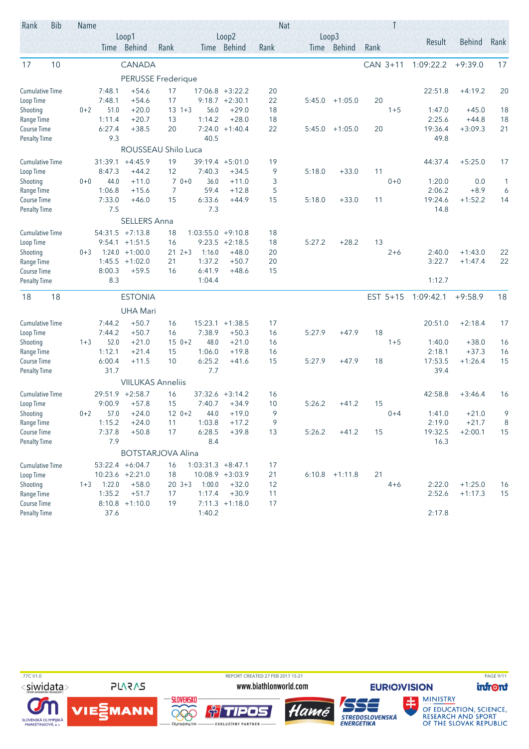| Rank | Bib | Name | | | | | | Nat | | | | T | Result | Behind | Rank |
|---|---|---|---|---|---|---|---|---|---|---|---|---|---|---|---|
| | | Loop1 | | | Loop2 | | | | Loop3 | | | | | | |
| | | Time | Behind | Rank | Time | Behind | Rank | | Time | Behind | Rank | | | | |
| 17 | 10 | CANADA | | | | | | | | | | CAN 3+11 | 1:09:22.2 | +9:39.0 | 17 |
| | | PERUSSE Frederique | | | | | | | | | | | | | |
| Cumulative Time | | 7:48.1 | +54.6 | 17 | 17:06.8 | +3:22.2 | 20 | | | | | | 22:51.8 | +4:19.2 | 20 |
| Loop Time | | 7:48.1 | +54.6 | 17 | 9:18.7 | +2:30.1 | 22 | | 5:45.0 | +1:05.0 | 20 | | | | |
| Shooting | 0+2 | 51.0 | +20.0 | 13 1+3 | 56.0 | +29.0 | 18 | | | | | 1+5 | 1:47.0 | +45.0 | 18 |
| Range Time | | 1:11.4 | +20.7 | 13 | 1:14.2 | +28.0 | 18 | | | | | | 2:25.6 | +44.8 | 18 |
| Course Time | | 6:27.4 | +38.5 | 20 | 7:24.0 | +1:40.4 | 22 | | 5:45.0 | +1:05.0 | 20 | | 19:36.4 | +3:09.3 | 21 |
| Penalty Time | | 9.3 | | | 40.5 | | | | | | | | 49.8 | | |
| | | ROUSSEAU Shilo Luca | | | | | | | | | | | | | |
| Cumulative Time | | 31:39.1 | +4:45.9 | 19 | 39:19.4 | +5:01.0 | 19 | | | | | | 44:37.4 | +5:25.0 | 17 |
| Loop Time | | 8:47.3 | +44.2 | 12 | 7:40.3 | +34.5 | 9 | | 5:18.0 | +33.0 | 11 | | | | |
| Shooting | 0+0 | 44.0 | +11.0 | 7 0+0 | 36.0 | +11.0 | 3 | | | | | 0+0 | 1:20.0 | 0.0 | 1 |
| Range Time | | 1:06.8 | +15.6 | 7 | 59.4 | +12.8 | 5 | | | | | | 2:06.2 | +8.9 | 6 |
| Course Time | | 7:33.0 | +46.0 | 15 | 6:33.6 | +44.9 | 15 | | 5:18.0 | +33.0 | 11 | | 19:24.6 | +1:52.2 | 14 |
| Penalty Time | | 7.5 | | | 7.3 | | | | | | | | 14.8 | | |
| | | SELLERS Anna | | | | | | | | | | | | | |
| Cumulative Time | | 54:31.5 | +7:13.8 | 18 | 1:03:55.0 | +9:10.8 | 18 | | | | | | | | |
| Loop Time | | 9:54.1 | +1:51.5 | 16 | 9:23.5 | +2:18.5 | 18 | | 5:27.2 | +28.2 | 13 | | | | |
| Shooting | 0+3 | 1:24.0 | +1:00.0 | 21 2+3 | 1:16.0 | +48.0 | 20 | | | | | 2+6 | 2:40.0 | +1:43.0 | 22 |
| Range Time | | 1:45.5 | +1:02.0 | 21 | 1:37.2 | +50.7 | 20 | | | | | | 3:22.7 | +1:47.4 | 22 |
| Course Time | | 8:00.3 | +59.5 | 16 | 6:41.9 | +48.6 | 15 | | | | | | | | |
| Penalty Time | | 8.3 | | | 1:04.4 | | | | | | | | 1:12.7 | | |
| 18 | 18 | ESTONIA | | | | | | | | | | EST 5+15 | 1:09:42.1 | +9:58.9 | 18 |
| | | UHA Mari | | | | | | | | | | | | | |
| Cumulative Time | | 7:44.2 | +50.7 | 16 | 15:23.1 | +1:38.5 | 17 | | | | | | 20:51.0 | +2:18.4 | 17 |
| Loop Time | | 7:44.2 | +50.7 | 16 | 7:38.9 | +50.3 | 16 | | 5:27.9 | +47.9 | 18 | | | | |
| Shooting | 1+3 | 52.0 | +21.0 | 15 0+2 | 48.0 | +21.0 | 16 | | | | | 1+5 | 1:40.0 | +38.0 | 16 |
| Range Time | | 1:12.1 | +21.4 | 15 | 1:06.0 | +19.8 | 16 | | | | | | 2:18.1 | +37.3 | 16 |
| Course Time | | 6:00.4 | +11.5 | 10 | 6:25.2 | +41.6 | 15 | | 5:27.9 | +47.9 | 18 | | 17:53.5 | +1:26.4 | 15 |
| Penalty Time | | 31.7 | | | 7.7 | | | | | | | | 39.4 | | |
| | | VIILUKAS Anneliis | | | | | | | | | | | | | |
| Cumulative Time | | 29:51.9 | +2:58.7 | 16 | 37:32.6 | +3:14.2 | 16 | | | | | | 42:58.8 | +3:46.4 | 16 |
| Loop Time | | 9:00.9 | +57.8 | 15 | 7:40.7 | +34.9 | 10 | | 5:26.2 | +41.2 | 15 | | | | |
| Shooting | 0+2 | 57.0 | +24.0 | 12 0+2 | 44.0 | +19.0 | 9 | | | | | 0+4 | 1:41.0 | +21.0 | 9 |
| Range Time | | 1:15.2 | +24.0 | 11 | 1:03.8 | +17.2 | 9 | | | | | | 2:19.0 | +21.7 | 8 |
| Course Time | | 7:37.8 | +50.8 | 17 | 6:28.5 | +39.8 | 13 | | 5:26.2 | +41.2 | 15 | | 19:32.5 | +2:00.1 | 15 |
| Penalty Time | | 7.9 | | | 8.4 | | | | | | | | 16.3 | | |
| | | BOTSTARJOVA Alina | | | | | | | | | | | | | |
| Cumulative Time | | 53:22.4 | +6:04.7 | 16 | 1:03:31.3 | +8:47.1 | 17 | | | | | | | | |
| Loop Time | | 10:23.6 | +2:21.0 | 18 | 10:08.9 | +3:03.9 | 21 | | 6:10.8 | +1:11.8 | 21 | | | | |
| Shooting | 1+3 | 1:22.0 | +58.0 | 20 3+3 | 1:00.0 | +32.0 | 12 | | | | | 4+6 | 2:22.0 | +1:25.0 | 16 |
| Range Time | | 1:35.2 | +51.7 | 17 | 1:17.4 | +30.9 | 11 | | | | | | 2:52.6 | +1:17.3 | 15 |
| Course Time | | 8:10.8 | +1:10.0 | 19 | 7:11.3 | +1:18.0 | 17 | | | | | | | | |
| Penalty Time | | 37.6 | | | 1:40.2 | | | | | | | | 2:17.8 | | |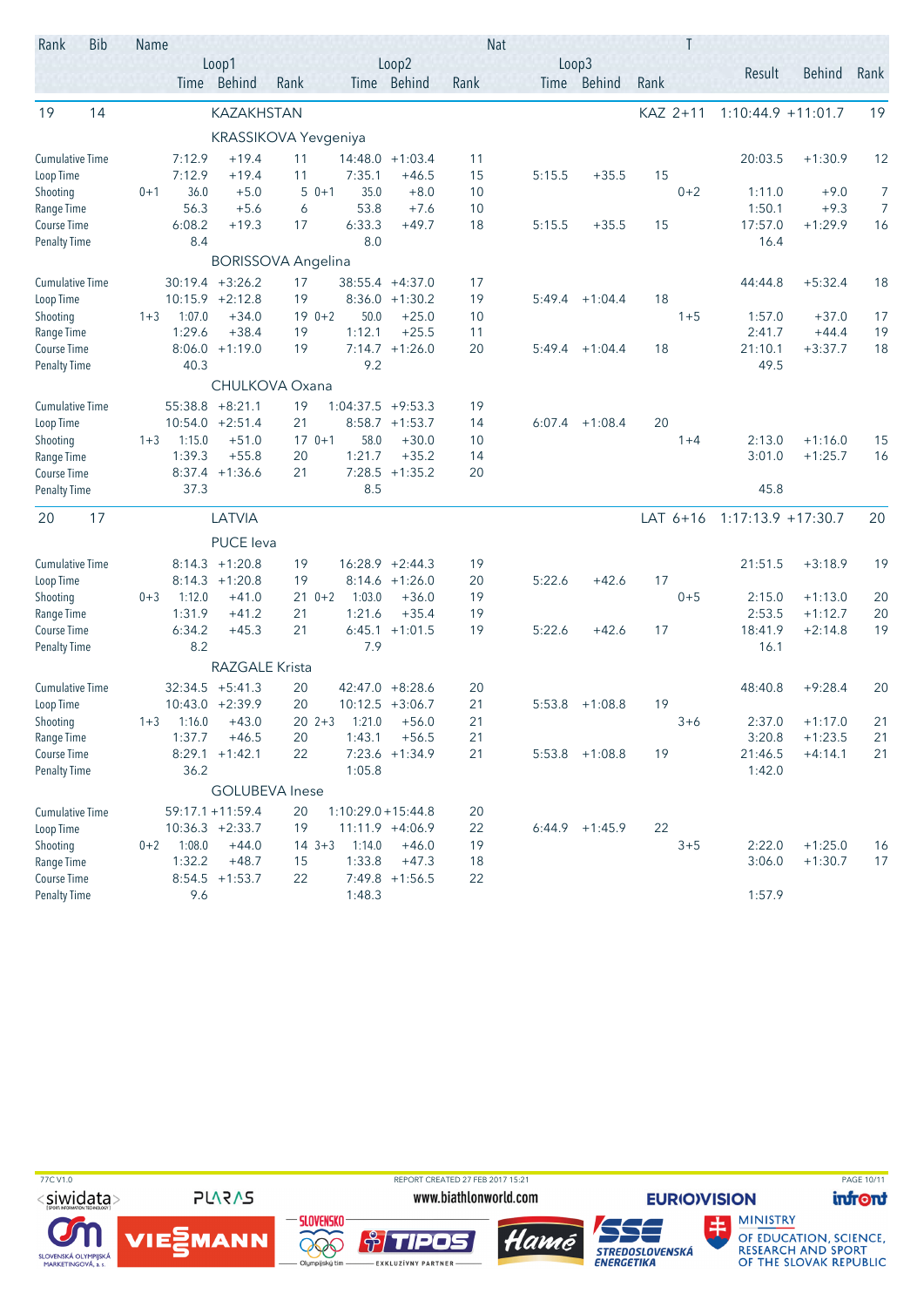| Rank | Bib | Name | | | | | | | Nat | | | | T | | | |
|---|---|---|---|---|---|---|---|---|---|---|---|---|---|---|---|---|
| | | | Loop1 | | | Loop2 | | | Loop3 | | | | | Result | Behind | Rank |
| | | | Time | Behind | Rank | Time | Behind | Rank | Time | Behind | Rank | | | | | |
| 19 | 14 | KAZAKHSTAN | | | | | | | | | | KAZ | 2+11 | 1:10:44.9 | +11:01.7 | 19 |
| | | KRASSIKOVA Yevgeniya | | | | | | | | | | | | | | |
| Cumulative Time | | | 7:12.9 | +19.4 | 11 | 14:48.0 | +1:03.4 | 11 | | | | | | 20:03.5 | +1:30.9 | 12 |
| Loop Time | | | 7:12.9 | +19.4 | 11 | 7:35.1 | +46.5 | 15 | 5:15.5 | +35.5 | 15 | | | | | |
| Shooting | | 0+1 | 36.0 | +5.0 | 5 | 0+1 35.0 | +8.0 | 10 | | | | | 0+2 | 1:11.0 | +9.0 | 7 |
| Range Time | | | 56.3 | +5.6 | 6 | 53.8 | +7.6 | 10 | | | | | | 1:50.1 | +9.3 | 7 |
| Course Time | | | 6:08.2 | +19.3 | 17 | 6:33.3 | +49.7 | 18 | 5:15.5 | +35.5 | 15 | | | 17:57.0 | +1:29.9 | 16 |
| Penalty Time | | | 8.4 | | | 8.0 | | | | | | | | 16.4 | | |
| | | BORISSOVA Angelina | | | | | | | | | | | | | | |
| Cumulative Time | | | 30:19.4 | +3:26.2 | 17 | 38:55.4 | +4:37.0 | 17 | | | | | | 44:44.8 | +5:32.4 | 18 |
| Loop Time | | | 10:15.9 | +2:12.8 | 19 | 8:36.0 | +1:30.2 | 19 | 5:49.4 | +1:04.4 | 18 | | | | | |
| Shooting | | 1+3 | 1:07.0 | +34.0 | 19 | 0+2 50.0 | +25.0 | 10 | | | | | 1+5 | 1:57.0 | +37.0 | 17 |
| Range Time | | | 1:29.6 | +38.4 | 19 | 1:12.1 | +25.5 | 11 | | | | | | 2:41.7 | +44.4 | 19 |
| Course Time | | | 8:06.0 | +1:19.0 | 19 | 7:14.7 | +1:26.0 | 20 | 5:49.4 | +1:04.4 | 18 | | | 21:10.1 | +3:37.7 | 18 |
| Penalty Time | | | 40.3 | | | 9.2 | | | | | | | | 49.5 | | |
| | | CHULKOVA Oxana | | | | | | | | | | | | | | |
| Cumulative Time | | | 55:38.8 | +8:21.1 | 19 | 1:04:37.5 | +9:53.3 | 19 | | | | | | | | |
| Loop Time | | | 10:54.0 | +2:51.4 | 21 | 8:58.7 | +1:53.7 | 14 | 6:07.4 | +1:08.4 | 20 | | | | | |
| Shooting | | 1+3 | 1:15.0 | +51.0 | 17 | 0+1 58.0 | +30.0 | 10 | | | | | 1+4 | 2:13.0 | +1:16.0 | 15 |
| Range Time | | | 1:39.3 | +55.8 | 20 | 1:21.7 | +35.2 | 14 | | | | | | 3:01.0 | +1:25.7 | 16 |
| Course Time | | | 8:37.4 | +1:36.6 | 21 | 7:28.5 | +1:35.2 | 20 | | | | | | | | |
| Penalty Time | | | 37.3 | | | 8.5 | | | | | | | | 45.8 | | |
| 20 | 17 | LATVIA | | | | | | | | | | LAT | 6+16 | 1:17:13.9 | +17:30.7 | 20 |
| | | PUCE Ieva | | | | | | | | | | | | | | |
| Cumulative Time | | | 8:14.3 | +1:20.8 | 19 | 16:28.9 | +2:44.3 | 19 | | | | | | 21:51.5 | +3:18.9 | 19 |
| Loop Time | | | 8:14.3 | +1:20.8 | 19 | 8:14.6 | +1:26.0 | 20 | 5:22.6 | +42.6 | 17 | | | | | |
| Shooting | | 0+3 | 1:12.0 | +41.0 | 21 | 0+2 1:03.0 | +36.0 | 19 | | | | | 0+5 | 2:15.0 | +1:13.0 | 20 |
| Range Time | | | 1:31.9 | +41.2 | 21 | 1:21.6 | +35.4 | 19 | | | | | | 2:53.5 | +1:12.7 | 20 |
| Course Time | | | 6:34.2 | +45.3 | 21 | 6:45.1 | +1:01.5 | 19 | 5:22.6 | +42.6 | 17 | | | 18:41.9 | +2:14.8 | 19 |
| Penalty Time | | | 8.2 | | | 7.9 | | | | | | | | 16.1 | | |
| | | RAZGALE Krista | | | | | | | | | | | | | | |
| Cumulative Time | | | 32:34.5 | +5:41.3 | 20 | 42:47.0 | +8:28.6 | 20 | | | | | | 48:40.8 | +9:28.4 | 20 |
| Loop Time | | | 10:43.0 | +2:39.9 | 20 | 10:12.5 | +3:06.7 | 21 | 5:53.8 | +1:08.8 | 19 | | | | | |
| Shooting | | 1+3 | 1:16.0 | +43.0 | 20 | 2+3 1:21.0 | +56.0 | 21 | | | | | 3+6 | 2:37.0 | +1:17.0 | 21 |
| Range Time | | | 1:37.7 | +46.5 | 20 | 1:43.1 | +56.5 | 21 | | | | | | 3:20.8 | +1:23.5 | 21 |
| Course Time | | | 8:29.1 | +1:42.1 | 22 | 7:23.6 | +1:34.9 | 21 | 5:53.8 | +1:08.8 | 19 | | | 21:46.5 | +4:14.1 | 21 |
| Penalty Time | | | 36.2 | | | 1:05.8 | | | | | | | | 1:42.0 | | |
| | | GOLUBEVA Inese | | | | | | | | | | | | | | |
| Cumulative Time | | | 59:17.1 | +11:59.4 | 20 | 1:10:29.0 | +15:44.8 | 20 | | | | | | | | |
| Loop Time | | | 10:36.3 | +2:33.7 | 19 | 11:11.9 | +4:06.9 | 22 | 6:44.9 | +1:45.9 | 22 | | | | | |
| Shooting | | 0+2 | 1:08.0 | +44.0 | 14 | 3+3 1:14.0 | +46.0 | 19 | | | | | 3+5 | 2:22.0 | +1:25.0 | 16 |
| Range Time | | | 1:32.2 | +48.7 | 15 | 1:33.8 | +47.3 | 18 | | | | | | 3:06.0 | +1:30.7 | 17 |
| Course Time | | | 8:54.5 | +1:53.7 | 22 | 7:49.8 | +1:56.5 | 22 | | | | | | | | |
| Penalty Time | | | 9.6 | | | 1:48.3 | | | | | | | | 1:57.9 | | |

77C V1.0 REPORT CREATED 27 FEB 2017 15:21

www.biathlonworld.com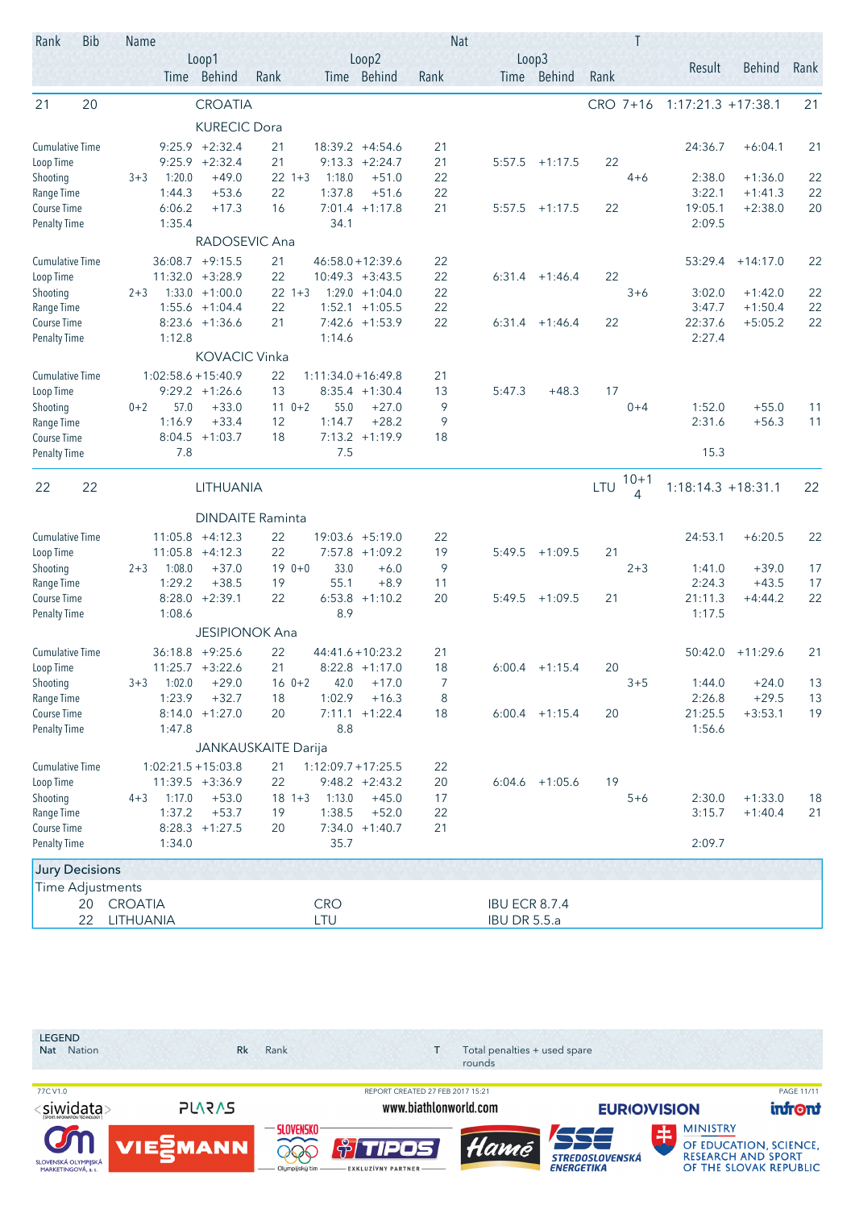| Rank | Bib | Name | | Loop1 Time | Behind | Rank | | Loop2 Time | Behind | Rank | Nat | Loop3 Time | Behind | Rank | T | Result | Behind | Rank |
|---|---|---|---|---|---|---|---|---|---|---|---|---|---|---|---|---|---|---|
| 21 | 20 | CROATIA | | | | | | | | | CRO | | | | 7+16 | 1:17:21.3 | +17:38.1 | 21 |
| | | KURECIC Dora | | | | | | | | | | | | | | | | |
| | | Cumulative Time | | 9:25.9 | +2:32.4 | 21 | | 18:39.2 | +4:54.6 | 21 | | | | | | 24:36.7 | +6:04.1 | 21 |
| | | Loop Time | | 9:25.9 | +2:32.4 | 21 | | 9:13.3 | +2:24.7 | 21 | | 5:57.5 | +1:17.5 | 22 | | | | |
| | | Shooting | 3+3 | 1:20.0 | +49.0 | 22 | 1+3 | 1:18.0 | +51.0 | 22 | | | | | 4+6 | 2:38.0 | +1:36.0 | 22 |
| | | Range Time | | 1:44.3 | +53.6 | 22 | | 1:37.8 | +51.6 | 22 | | | | | | 3:22.1 | +1:41.3 | 22 |
| | | Course Time | | 6:06.2 | +17.3 | 16 | | 7:01.4 | +1:17.8 | 21 | | 5:57.5 | +1:17.5 | 22 | | 19:05.1 | +2:38.0 | 20 |
| | | Penalty Time | | 1:35.4 | | | | 34.1 | | | | | | | | 2:09.5 | | |
| | | RADOSEVIC Ana | | | | | | | | | | | | | | | | |
| | | Cumulative Time | | 36:08.7 | +9:15.5 | 21 | | 46:58.0 | +12:39.6 | 22 | | | | | | 53:29.4 | +14:17.0 | 22 |
| | | Loop Time | | 11:32.0 | +3:28.9 | 22 | | 10:49.3 | +3:43.5 | 22 | | 6:31.4 | +1:46.4 | 22 | | | | |
| | | Shooting | 2+3 | 1:33.0 | +1:00.0 | 22 | 1+3 | 1:29.0 | +1:04.0 | 22 | | | | | 3+6 | 3:02.0 | +1:42.0 | 22 |
| | | Range Time | | 1:55.6 | +1:04.4 | 22 | | 1:52.1 | +1:05.5 | 22 | | | | | | 3:47.7 | +1:50.4 | 22 |
| | | Course Time | | 8:23.6 | +1:36.6 | 21 | | 7:42.6 | +1:53.9 | 22 | | 6:31.4 | +1:46.4 | 22 | | 22:37.6 | +5:05.2 | 22 |
| | | Penalty Time | | 1:12.8 | | | | 1:14.6 | | | | | | | | 2:27.4 | | |
| | | KOVACIC Vinka | | | | | | | | | | | | | | | | |
| | | Cumulative Time | | 1:02:58.6 | +15:40.9 | 22 | | 1:11:34.0 | +16:49.8 | 21 | | | | | | | | |
| | | Loop Time | | 9:29.2 | +1:26.6 | 13 | | 8:35.4 | +1:30.4 | 13 | | 5:47.3 | +48.3 | 17 | | | | |
| | | Shooting | 0+2 | 57.0 | +33.0 | 11 | 0+2 | 55.0 | +27.0 | 9 | | | | | 0+4 | 1:52.0 | +55.0 | 11 |
| | | Range Time | | 1:16.9 | +33.4 | 12 | | 1:14.7 | +28.2 | 9 | | | | | | 2:31.6 | +56.3 | 11 |
| | | Course Time | | 8:04.5 | +1:03.7 | 18 | | 7:13.2 | +1:19.9 | 18 | | | | | | | | |
| | | Penalty Time | | 7.8 | | | | 7.5 | | | | | | | | 15.3 | | |
| 22 | 22 | LITHUANIA | | | | | | | | | LTU | | | | 10+14 | 1:18:14.3 | +18:31.1 | 22 |
| | | DINDAITE Raminta | | | | | | | | | | | | | | | | |
| | | Cumulative Time | | 11:05.8 | +4:12.3 | 22 | | 19:03.6 | +5:19.0 | 22 | | | | | | 24:53.1 | +6:20.5 | 22 |
| | | Loop Time | | 11:05.8 | +4:12.3 | 22 | | 7:57.8 | +1:09.2 | 19 | | 5:49.5 | +1:09.5 | 21 | | | | |
| | | Shooting | 2+3 | 1:08.0 | +37.0 | 19 | 0+0 | 33.0 | +6.0 | 9 | | | | | 2+3 | 1:41.0 | +39.0 | 17 |
| | | Range Time | | 1:29.2 | +38.5 | 19 | | 55.1 | +8.9 | 11 | | | | | | 2:24.3 | +43.5 | 17 |
| | | Course Time | | 8:28.0 | +2:39.1 | 22 | | 6:53.8 | +1:10.2 | 20 | | 5:49.5 | +1:09.5 | 21 | | 21:11.3 | +4:44.2 | 22 |
| | | Penalty Time | | 1:08.6 | | | | 8.9 | | | | | | | | 1:17.5 | | |
| | | JESIPIONOK Ana | | | | | | | | | | | | | | | | |
| | | Cumulative Time | | 36:18.8 | +9:25.6 | 22 | | 44:41.6 | +10:23.2 | 21 | | | | | | 50:42.0 | +11:29.6 | 21 |
| | | Loop Time | | 11:25.7 | +3:22.6 | 21 | | 8:22.8 | +1:17.0 | 18 | | 6:00.4 | +1:15.4 | 20 | | | | |
| | | Shooting | 3+3 | 1:02.0 | +29.0 | 16 | 0+2 | 42.0 | +17.0 | 7 | | | | | 3+5 | 1:44.0 | +24.0 | 13 |
| | | Range Time | | 1:23.9 | +32.7 | 18 | | 1:02.9 | +16.3 | 8 | | | | | | 2:26.8 | +29.5 | 13 |
| | | Course Time | | 8:14.0 | +1:27.0 | 20 | | 7:11.1 | +1:22.4 | 18 | | 6:00.4 | +1:15.4 | 20 | | 21:25.5 | +3:53.1 | 19 |
| | | Penalty Time | | 1:47.8 | | | | 8.8 | | | | | | | | 1:56.6 | | |
| | | JANKAUSKAITE Darija | | | | | | | | | | | | | | | | |
| | | Cumulative Time | | 1:02:21.5 | +15:03.8 | 21 | | 1:12:09.7 | +17:25.5 | 22 | | | | | | | | |
| | | Loop Time | | 11:39.5 | +3:36.9 | 22 | | 9:48.2 | +2:43.2 | 20 | | 6:04.6 | +1:05.6 | 19 | | | | |
| | | Shooting | 4+3 | 1:17.0 | +53.0 | 18 | 1+3 | 1:13.0 | +45.0 | 17 | | | | | 5+6 | 2:30.0 | +1:33.0 | 18 |
| | | Range Time | | 1:37.2 | +53.7 | 19 | | 1:38.5 | +52.0 | 22 | | | | | | 3:15.7 | +1:40.4 | 21 |
| | | Course Time | | 8:28.3 | +1:27.5 | 20 | | 7:34.0 | +1:40.7 | 21 | | | | | | | | |
| | | Penalty Time | | 1:34.0 | | | | 35.7 | | | | | | | | 2:09.7 | | |

## Jury Decisions

Time Adjustments

| | | | |
|---|---|---|---|
| 20 | CROATIA | CRO | IBU ECR 8.7.4 |
| 22 | LITHUANIA | LTU | IBU DR 5.5.a |

LEGEND

Nat Nation — Rk Rank — T Total penalties + used spare rounds

77C V1.0 — REPORT CREATED 27 FEB 2017 15:21

www.biathlonworld.com